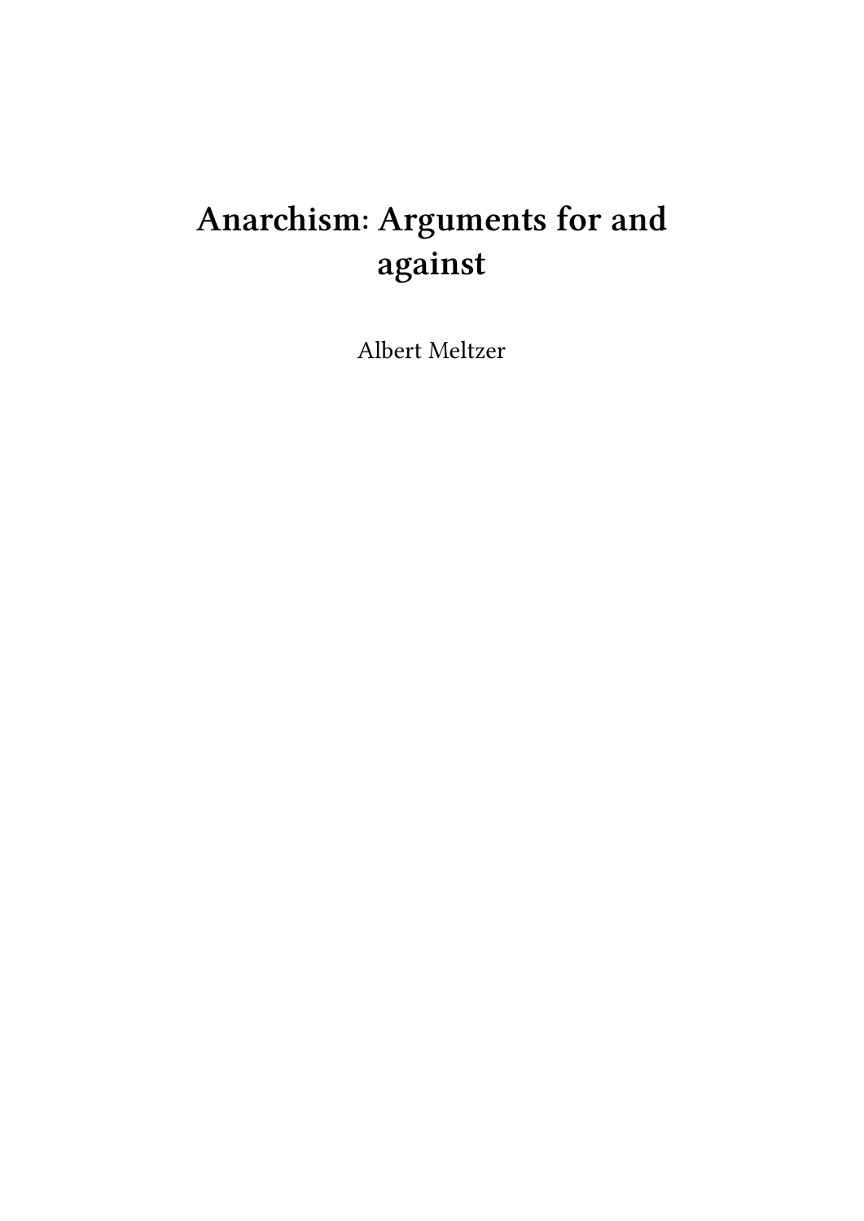# Anarchism: Arguments for and against

Albert Meltzer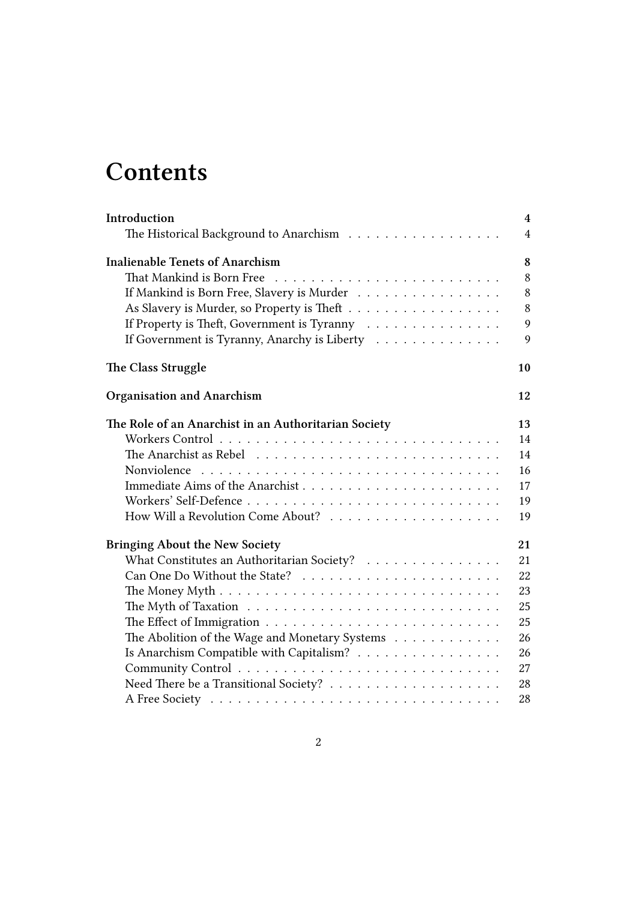# Contents

**Introduction** 4
- The Historical Background to Anarchism 4

**Inalienable Tenets of Anarchism** 8
- That Mankind is Born Free 8
- If Mankind is Born Free, Slavery is Murder 8
- As Slavery is Murder, so Property is Theft 8
- If Property is Theft, Government is Tyranny 9
- If Government is Tyranny, Anarchy is Liberty 9

**The Class Struggle** 10

**Organisation and Anarchism** 12

**The Role of an Anarchist in an Authoritarian Society** 13
- Workers Control 14
- The Anarchist as Rebel 14
- Nonviolence 16
- Immediate Aims of the Anarchist 17
- Workers' Self-Defence 19
- How Will a Revolution Come About? 19

**Bringing About the New Society** 21
- What Constitutes an Authoritarian Society? 21
- Can One Do Without the State? 22
- The Money Myth 23
- The Myth of Taxation 25
- The Effect of Immigration 25
- The Abolition of the Wage and Monetary Systems 26
- Is Anarchism Compatible with Capitalism? 26
- Community Control 27
- Need There be a Transitional Society? 28
- A Free Society 28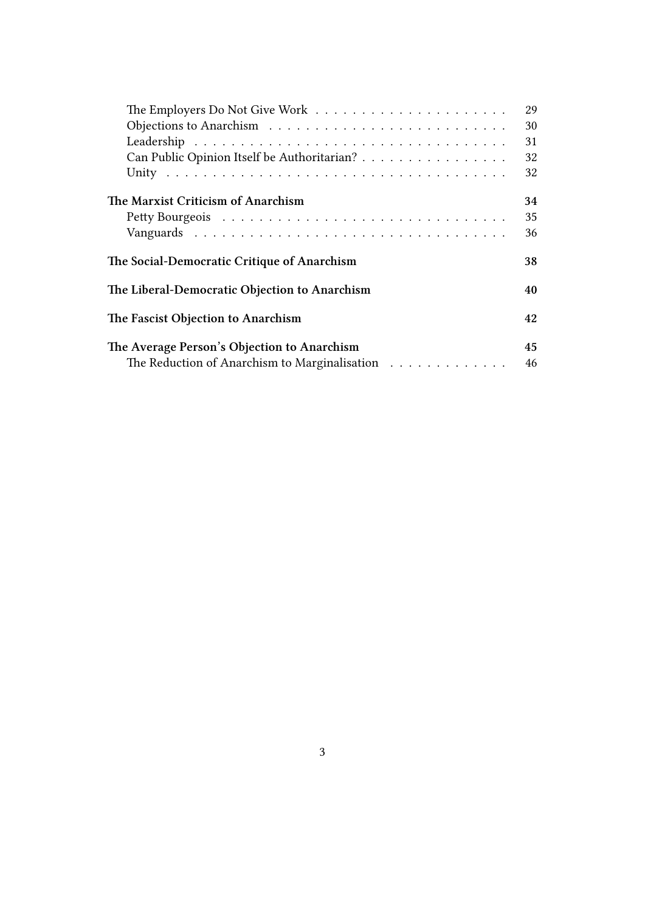- The Employers Do Not Give Work . . . . . 29
- Objections to Anarchism . . . . . 30
- Leadership . . . . . 31
- Can Public Opinion Itself be Authoritarian? . . . . . 32
- Unity . . . . . 32

**The Marxist Criticism of Anarchism** 34

- Petty Bourgeois . . . . . 35
- Vanguards . . . . . 36

**The Social-Democratic Critique of Anarchism** 38

**The Liberal-Democratic Objection to Anarchism** 40

**The Fascist Objection to Anarchism** 42

**The Average Person's Objection to Anarchism** 45

- The Reduction of Anarchism to Marginalisation . . . . . 46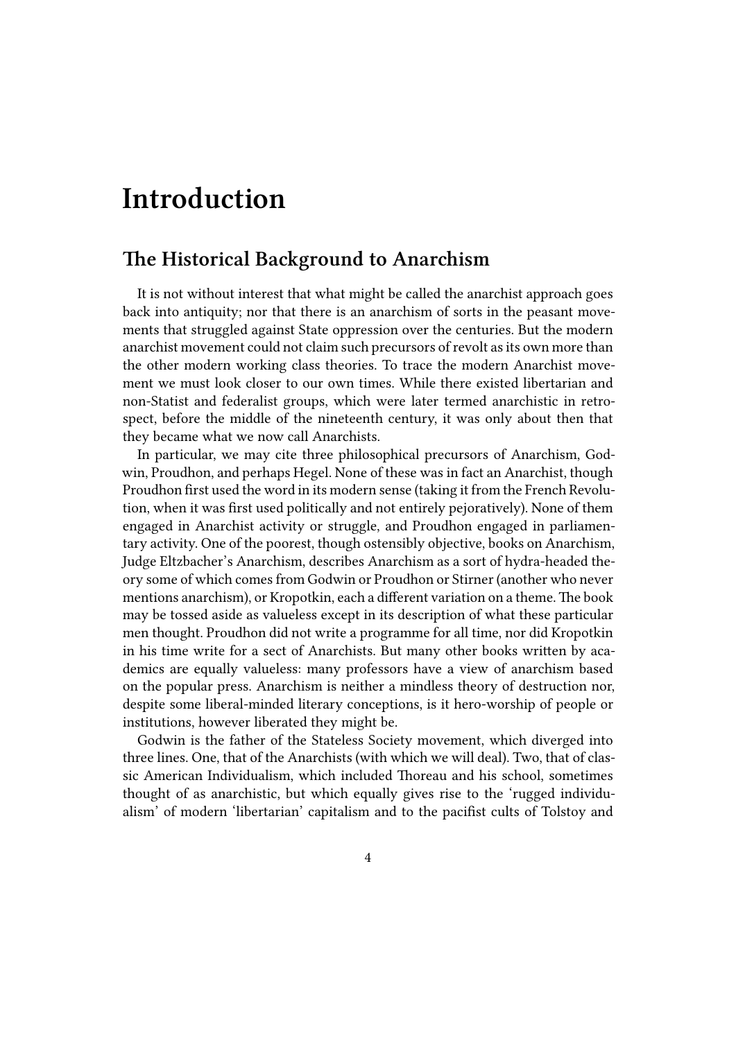# Introduction

## The Historical Background to Anarchism

It is not without interest that what might be called the anarchist approach goes back into antiquity; nor that there is an anarchism of sorts in the peasant movements that struggled against State oppression over the centuries. But the modern anarchist movement could not claim such precursors of revolt as its own more than the other modern working class theories. To trace the modern Anarchist movement we must look closer to our own times. While there existed libertarian and non-Statist and federalist groups, which were later termed anarchistic in retrospect, before the middle of the nineteenth century, it was only about then that they became what we now call Anarchists.

In particular, we may cite three philosophical precursors of Anarchism, Godwin, Proudhon, and perhaps Hegel. None of these was in fact an Anarchist, though Proudhon first used the word in its modern sense (taking it from the French Revolution, when it was first used politically and not entirely pejoratively). None of them engaged in Anarchist activity or struggle, and Proudhon engaged in parliamentary activity. One of the poorest, though ostensibly objective, books on Anarchism, Judge Eltzbacher's Anarchism, describes Anarchism as a sort of hydra-headed theory some of which comes from Godwin or Proudhon or Stirner (another who never mentions anarchism), or Kropotkin, each a different variation on a theme. The book may be tossed aside as valueless except in its description of what these particular men thought. Proudhon did not write a programme for all time, nor did Kropotkin in his time write for a sect of Anarchists. But many other books written by academics are equally valueless: many professors have a view of anarchism based on the popular press. Anarchism is neither a mindless theory of destruction nor, despite some liberal-minded literary conceptions, is it hero-worship of people or institutions, however liberated they might be.

Godwin is the father of the Stateless Society movement, which diverged into three lines. One, that of the Anarchists (with which we will deal). Two, that of classic American Individualism, which included Thoreau and his school, sometimes thought of as anarchistic, but which equally gives rise to the 'rugged individualism' of modern 'libertarian' capitalism and to the pacifist cults of Tolstoy and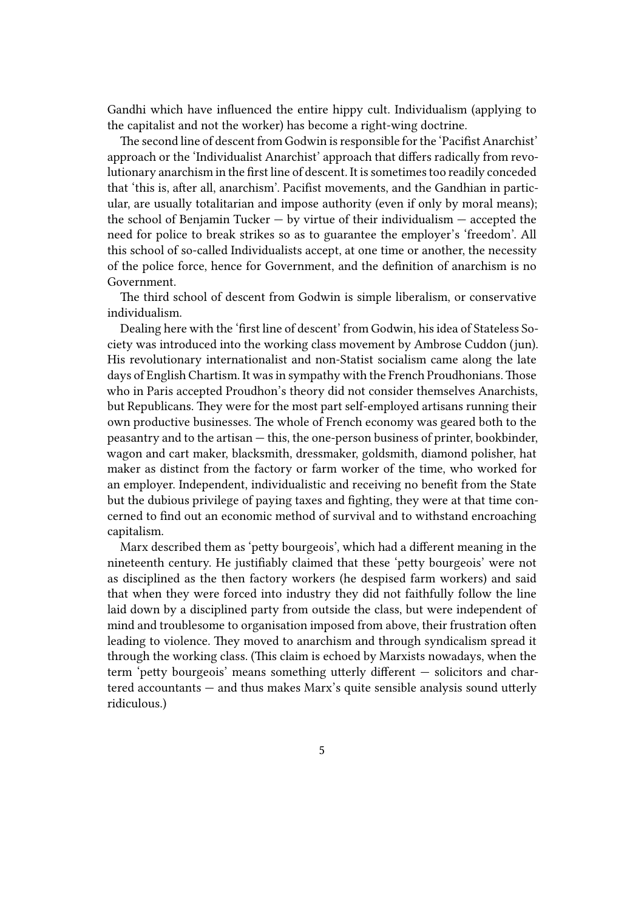Gandhi which have influenced the entire hippy cult. Individualism (applying to the capitalist and not the worker) has become a right-wing doctrine.

The second line of descent from Godwin is responsible for the 'Pacifist Anarchist' approach or the 'Individualist Anarchist' approach that differs radically from revolutionary anarchism in the first line of descent. It is sometimes too readily conceded that 'this is, after all, anarchism'. Pacifist movements, and the Gandhian in particular, are usually totalitarian and impose authority (even if only by moral means); the school of Benjamin Tucker — by virtue of their individualism — accepted the need for police to break strikes so as to guarantee the employer's 'freedom'. All this school of so-called Individualists accept, at one time or another, the necessity of the police force, hence for Government, and the definition of anarchism is no Government.

The third school of descent from Godwin is simple liberalism, or conservative individualism.

Dealing here with the 'first line of descent' from Godwin, his idea of Stateless Society was introduced into the working class movement by Ambrose Cuddon (jun). His revolutionary internationalist and non-Statist socialism came along the late days of English Chartism. It was in sympathy with the French Proudhonians. Those who in Paris accepted Proudhon's theory did not consider themselves Anarchists, but Republicans. They were for the most part self-employed artisans running their own productive businesses. The whole of French economy was geared both to the peasantry and to the artisan — this, the one-person business of printer, bookbinder, wagon and cart maker, blacksmith, dressmaker, goldsmith, diamond polisher, hat maker as distinct from the factory or farm worker of the time, who worked for an employer. Independent, individualistic and receiving no benefit from the State but the dubious privilege of paying taxes and fighting, they were at that time concerned to find out an economic method of survival and to withstand encroaching capitalism.

Marx described them as 'petty bourgeois', which had a different meaning in the nineteenth century. He justifiably claimed that these 'petty bourgeois' were not as disciplined as the then factory workers (he despised farm workers) and said that when they were forced into industry they did not faithfully follow the line laid down by a disciplined party from outside the class, but were independent of mind and troublesome to organisation imposed from above, their frustration often leading to violence. They moved to anarchism and through syndicalism spread it through the working class. (This claim is echoed by Marxists nowadays, when the term 'petty bourgeois' means something utterly different — solicitors and chartered accountants — and thus makes Marx's quite sensible analysis sound utterly ridiculous.)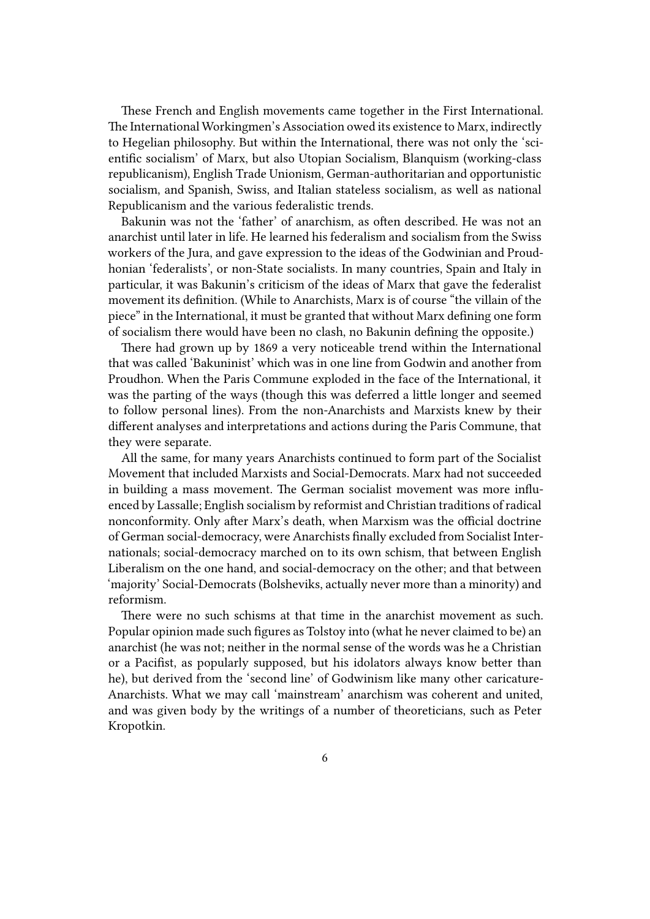These French and English movements came together in the First International. The International Workingmen's Association owed its existence to Marx, indirectly to Hegelian philosophy. But within the International, there was not only the 'scientific socialism' of Marx, but also Utopian Socialism, Blanquism (working-class republicanism), English Trade Unionism, German-authoritarian and opportunistic socialism, and Spanish, Swiss, and Italian stateless socialism, as well as national Republicanism and the various federalistic trends.

Bakunin was not the 'father' of anarchism, as often described. He was not an anarchist until later in life. He learned his federalism and socialism from the Swiss workers of the Jura, and gave expression to the ideas of the Godwinian and Proudhonian 'federalists', or non-State socialists. In many countries, Spain and Italy in particular, it was Bakunin's criticism of the ideas of Marx that gave the federalist movement its definition. (While to Anarchists, Marx is of course "the villain of the piece" in the International, it must be granted that without Marx defining one form of socialism there would have been no clash, no Bakunin defining the opposite.)

There had grown up by 1869 a very noticeable trend within the International that was called 'Bakuninist' which was in one line from Godwin and another from Proudhon. When the Paris Commune exploded in the face of the International, it was the parting of the ways (though this was deferred a little longer and seemed to follow personal lines). From the non-Anarchists and Marxists knew by their different analyses and interpretations and actions during the Paris Commune, that they were separate.

All the same, for many years Anarchists continued to form part of the Socialist Movement that included Marxists and Social-Democrats. Marx had not succeeded in building a mass movement. The German socialist movement was more influenced by Lassalle; English socialism by reformist and Christian traditions of radical nonconformity. Only after Marx's death, when Marxism was the official doctrine of German social-democracy, were Anarchists finally excluded from Socialist Internationals; social-democracy marched on to its own schism, that between English Liberalism on the one hand, and social-democracy on the other; and that between 'majority' Social-Democrats (Bolsheviks, actually never more than a minority) and reformism.

There were no such schisms at that time in the anarchist movement as such. Popular opinion made such figures as Tolstoy into (what he never claimed to be) an anarchist (he was not; neither in the normal sense of the words was he a Christian or a Pacifist, as popularly supposed, but his idolators always know better than he), but derived from the 'second line' of Godwinism like many other caricature-Anarchists. What we may call 'mainstream' anarchism was coherent and united, and was given body by the writings of a number of theoreticians, such as Peter Kropotkin.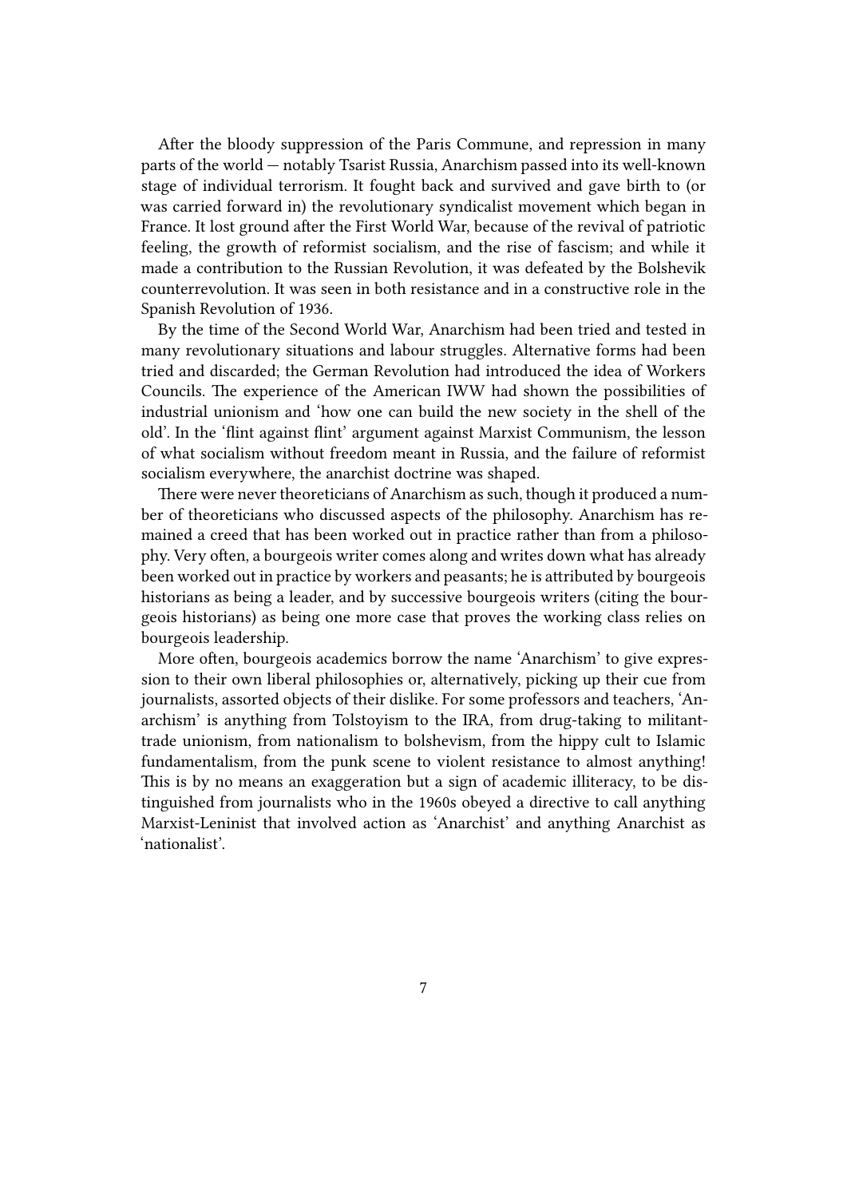After the bloody suppression of the Paris Commune, and repression in many parts of the world — notably Tsarist Russia, Anarchism passed into its well-known stage of individual terrorism. It fought back and survived and gave birth to (or was carried forward in) the revolutionary syndicalist movement which began in France. It lost ground after the First World War, because of the revival of patriotic feeling, the growth of reformist socialism, and the rise of fascism; and while it made a contribution to the Russian Revolution, it was defeated by the Bolshevik counterrevolution. It was seen in both resistance and in a constructive role in the Spanish Revolution of 1936.

By the time of the Second World War, Anarchism had been tried and tested in many revolutionary situations and labour struggles. Alternative forms had been tried and discarded; the German Revolution had introduced the idea of Workers Councils. The experience of the American IWW had shown the possibilities of industrial unionism and 'how one can build the new society in the shell of the old'. In the 'flint against flint' argument against Marxist Communism, the lesson of what socialism without freedom meant in Russia, and the failure of reformist socialism everywhere, the anarchist doctrine was shaped.

There were never theoreticians of Anarchism as such, though it produced a number of theoreticians who discussed aspects of the philosophy. Anarchism has remained a creed that has been worked out in practice rather than from a philosophy. Very often, a bourgeois writer comes along and writes down what has already been worked out in practice by workers and peasants; he is attributed by bourgeois historians as being a leader, and by successive bourgeois writers (citing the bourgeois historians) as being one more case that proves the working class relies on bourgeois leadership.

More often, bourgeois academics borrow the name 'Anarchism' to give expression to their own liberal philosophies or, alternatively, picking up their cue from journalists, assorted objects of their dislike. For some professors and teachers, 'Anarchism' is anything from Tolstoyism to the IRA, from drug-taking to militant-trade unionism, from nationalism to bolshevism, from the hippy cult to Islamic fundamentalism, from the punk scene to violent resistance to almost anything! This is by no means an exaggeration but a sign of academic illiteracy, to be distinguished from journalists who in the 1960s obeyed a directive to call anything Marxist-Leninist that involved action as 'Anarchist' and anything Anarchist as 'nationalist'.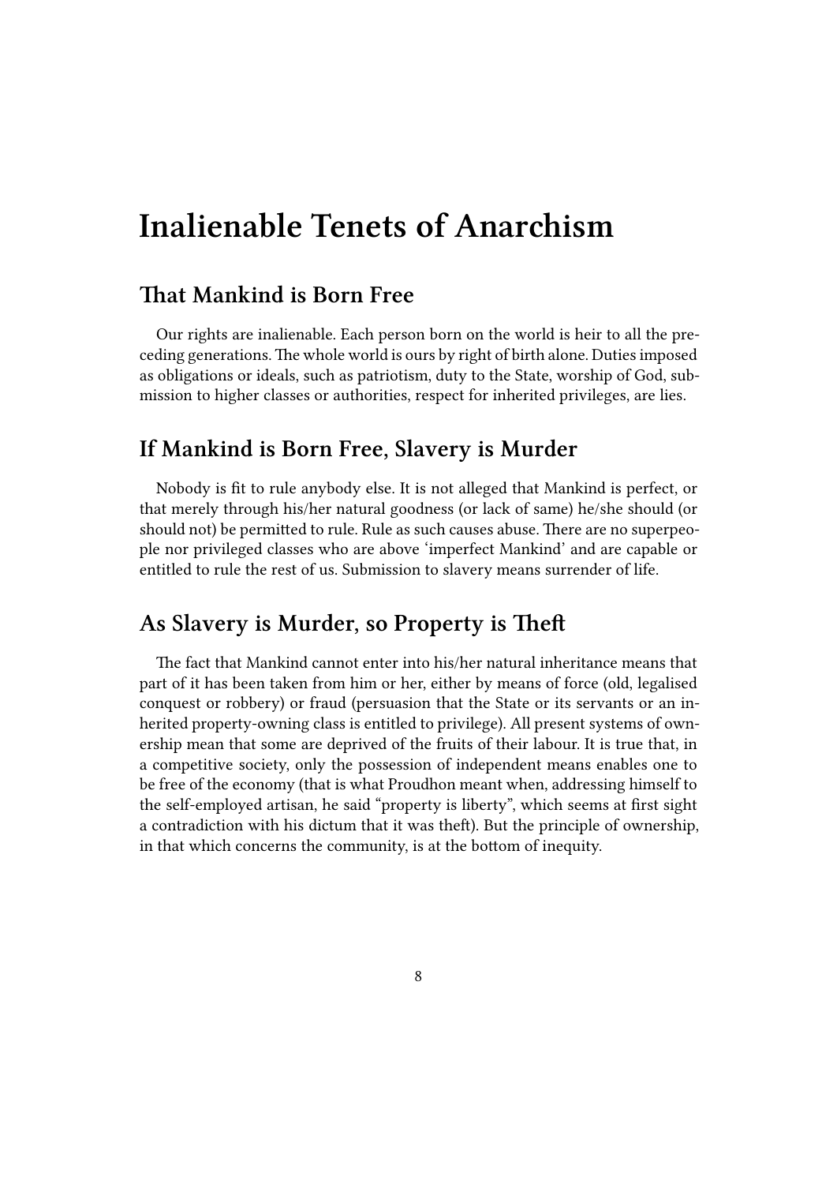# Inalienable Tenets of Anarchism

## That Mankind is Born Free

Our rights are inalienable. Each person born on the world is heir to all the preceding generations. The whole world is ours by right of birth alone. Duties imposed as obligations or ideals, such as patriotism, duty to the State, worship of God, submission to higher classes or authorities, respect for inherited privileges, are lies.

## If Mankind is Born Free, Slavery is Murder

Nobody is fit to rule anybody else. It is not alleged that Mankind is perfect, or that merely through his/her natural goodness (or lack of same) he/she should (or should not) be permitted to rule. Rule as such causes abuse. There are no superpeople nor privileged classes who are above 'imperfect Mankind' and are capable or entitled to rule the rest of us. Submission to slavery means surrender of life.

## As Slavery is Murder, so Property is Theft

The fact that Mankind cannot enter into his/her natural inheritance means that part of it has been taken from him or her, either by means of force (old, legalised conquest or robbery) or fraud (persuasion that the State or its servants or an inherited property-owning class is entitled to privilege). All present systems of ownership mean that some are deprived of the fruits of their labour. It is true that, in a competitive society, only the possession of independent means enables one to be free of the economy (that is what Proudhon meant when, addressing himself to the self-employed artisan, he said "property is liberty", which seems at first sight a contradiction with his dictum that it was theft). But the principle of ownership, in that which concerns the community, is at the bottom of inequity.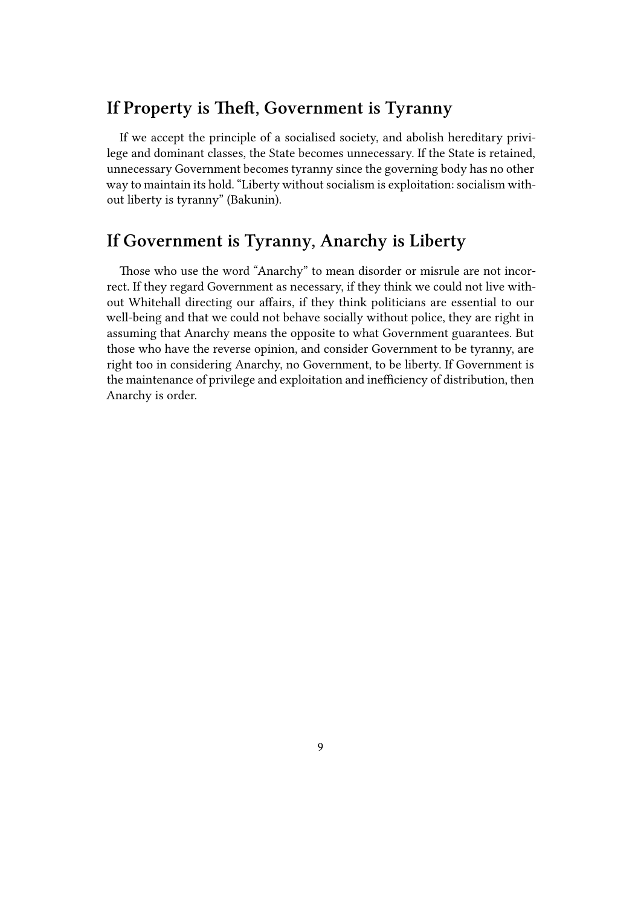## If Property is Theft, Government is Tyranny

If we accept the principle of a socialised society, and abolish hereditary privilege and dominant classes, the State becomes unnecessary. If the State is retained, unnecessary Government becomes tyranny since the governing body has no other way to maintain its hold. "Liberty without socialism is exploitation: socialism without liberty is tyranny" (Bakunin).

## If Government is Tyranny, Anarchy is Liberty

Those who use the word "Anarchy" to mean disorder or misrule are not incorrect. If they regard Government as necessary, if they think we could not live without Whitehall directing our affairs, if they think politicians are essential to our well-being and that we could not behave socially without police, they are right in assuming that Anarchy means the opposite to what Government guarantees. But those who have the reverse opinion, and consider Government to be tyranny, are right too in considering Anarchy, no Government, to be liberty. If Government is the maintenance of privilege and exploitation and inefficiency of distribution, then Anarchy is order.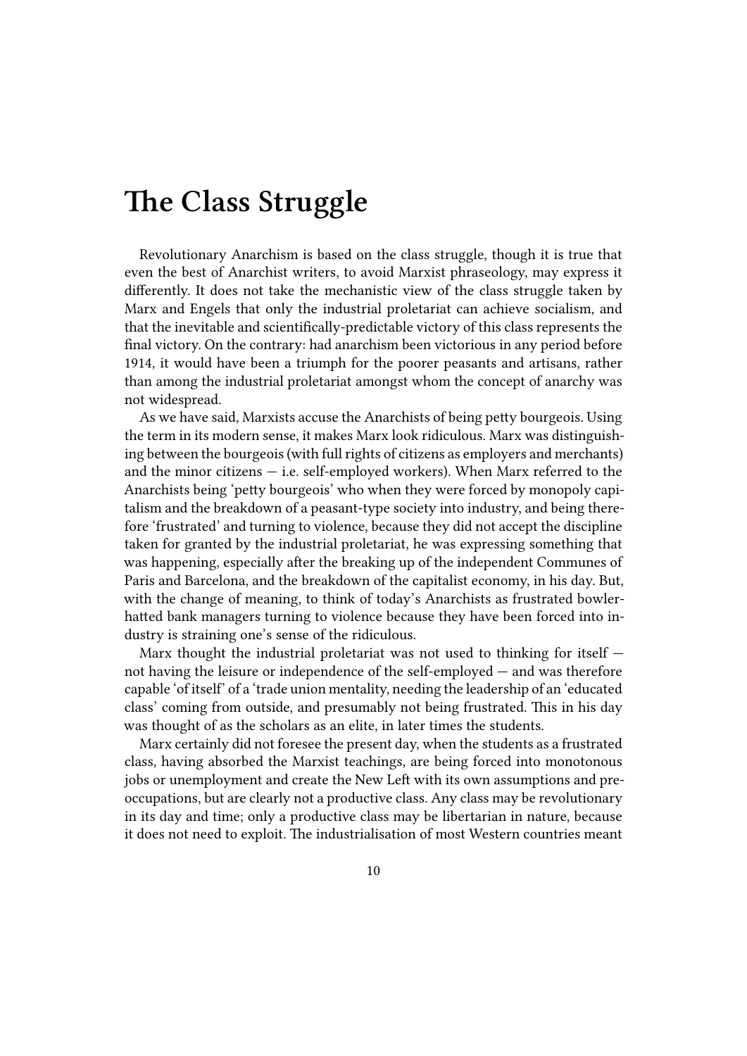# The Class Struggle

Revolutionary Anarchism is based on the class struggle, though it is true that even the best of Anarchist writers, to avoid Marxist phraseology, may express it differently. It does not take the mechanistic view of the class struggle taken by Marx and Engels that only the industrial proletariat can achieve socialism, and that the inevitable and scientifically-predictable victory of this class represents the final victory. On the contrary: had anarchism been victorious in any period before 1914, it would have been a triumph for the poorer peasants and artisans, rather than among the industrial proletariat amongst whom the concept of anarchy was not widespread.

As we have said, Marxists accuse the Anarchists of being petty bourgeois. Using the term in its modern sense, it makes Marx look ridiculous. Marx was distinguishing between the bourgeois (with full rights of citizens as employers and merchants) and the minor citizens — i.e. self-employed workers). When Marx referred to the Anarchists being 'petty bourgeois' who when they were forced by monopoly capitalism and the breakdown of a peasant-type society into industry, and being therefore 'frustrated' and turning to violence, because they did not accept the discipline taken for granted by the industrial proletariat, he was expressing something that was happening, especially after the breaking up of the independent Communes of Paris and Barcelona, and the breakdown of the capitalist economy, in his day. But, with the change of meaning, to think of today's Anarchists as frustrated bowler-hatted bank managers turning to violence because they have been forced into industry is straining one's sense of the ridiculous.

Marx thought the industrial proletariat was not used to thinking for itself — not having the leisure or independence of the self-employed — and was therefore capable 'of itself' of a 'trade union mentality, needing the leadership of an 'educated class' coming from outside, and presumably not being frustrated. This in his day was thought of as the scholars as an elite, in later times the students.

Marx certainly did not foresee the present day, when the students as a frustrated class, having absorbed the Marxist teachings, are being forced into monotonous jobs or unemployment and create the New Left with its own assumptions and preoccupations, but are clearly not a productive class. Any class may be revolutionary in its day and time; only a productive class may be libertarian in nature, because it does not need to exploit. The industrialisation of most Western countries meant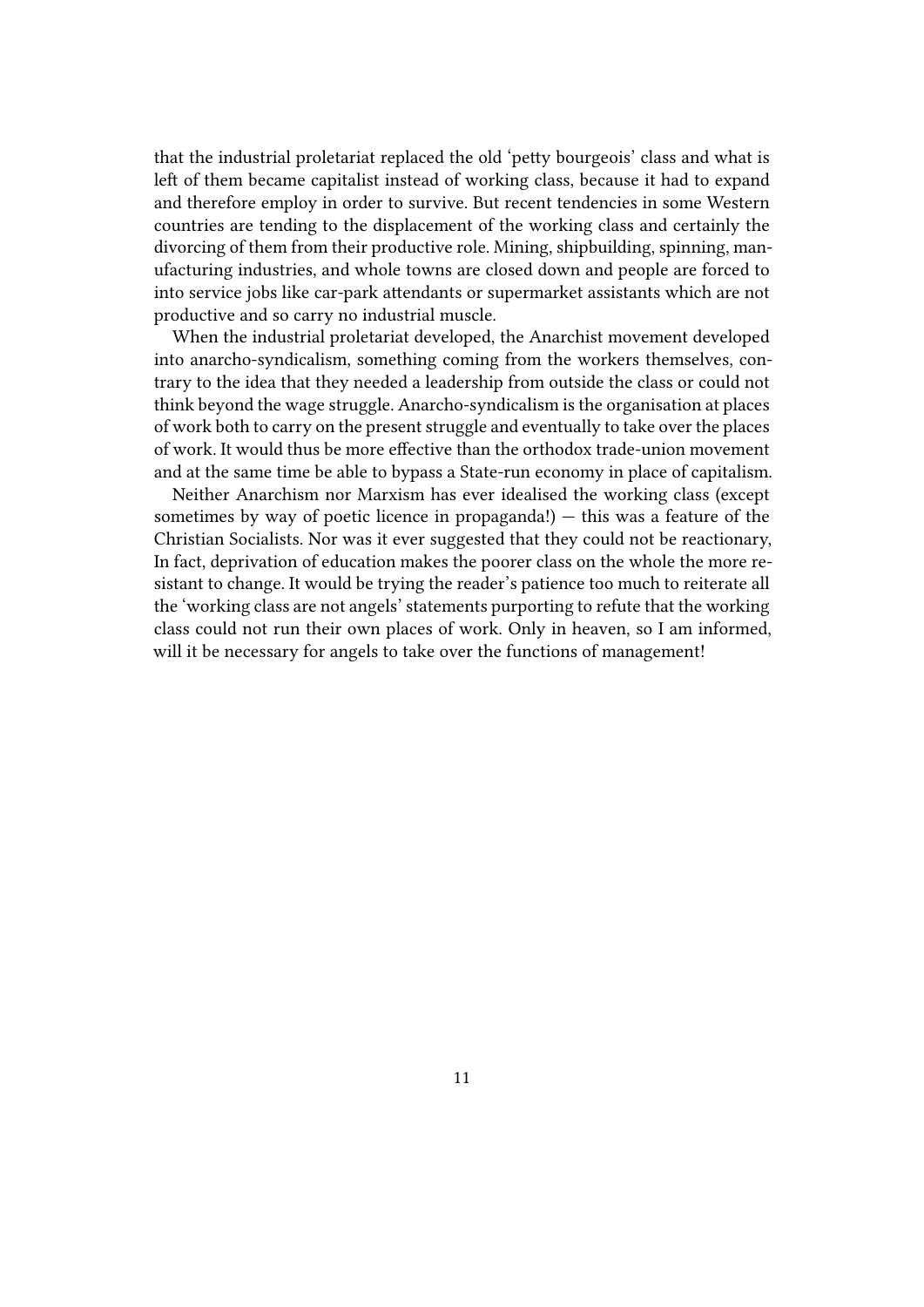that the industrial proletariat replaced the old 'petty bourgeois' class and what is left of them became capitalist instead of working class, because it had to expand and therefore employ in order to survive. But recent tendencies in some Western countries are tending to the displacement of the working class and certainly the divorcing of them from their productive role. Mining, shipbuilding, spinning, manufacturing industries, and whole towns are closed down and people are forced to into service jobs like car-park attendants or supermarket assistants which are not productive and so carry no industrial muscle.

When the industrial proletariat developed, the Anarchist movement developed into anarcho-syndicalism, something coming from the workers themselves, contrary to the idea that they needed a leadership from outside the class or could not think beyond the wage struggle. Anarcho-syndicalism is the organisation at places of work both to carry on the present struggle and eventually to take over the places of work. It would thus be more effective than the orthodox trade-union movement and at the same time be able to bypass a State-run economy in place of capitalism.

Neither Anarchism nor Marxism has ever idealised the working class (except sometimes by way of poetic licence in propaganda!) — this was a feature of the Christian Socialists. Nor was it ever suggested that they could not be reactionary, In fact, deprivation of education makes the poorer class on the whole the more resistant to change. It would be trying the reader's patience too much to reiterate all the 'working class are not angels' statements purporting to refute that the working class could not run their own places of work. Only in heaven, so I am informed, will it be necessary for angels to take over the functions of management!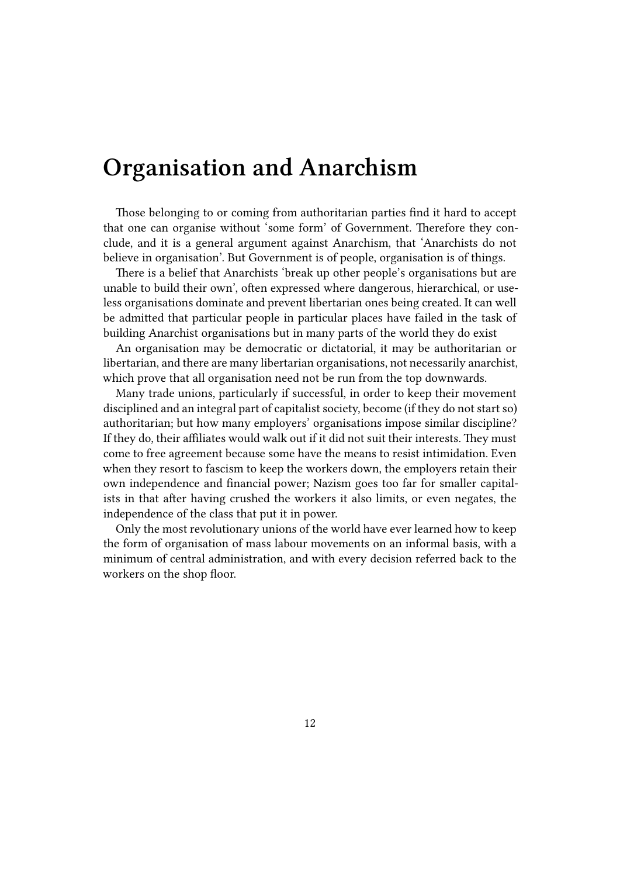# Organisation and Anarchism

Those belonging to or coming from authoritarian parties find it hard to accept that one can organise without 'some form' of Government. Therefore they conclude, and it is a general argument against Anarchism, that 'Anarchists do not believe in organisation'. But Government is of people, organisation is of things.

There is a belief that Anarchists 'break up other people's organisations but are unable to build their own', often expressed where dangerous, hierarchical, or useless organisations dominate and prevent libertarian ones being created. It can well be admitted that particular people in particular places have failed in the task of building Anarchist organisations but in many parts of the world they do exist

An organisation may be democratic or dictatorial, it may be authoritarian or libertarian, and there are many libertarian organisations, not necessarily anarchist, which prove that all organisation need not be run from the top downwards.

Many trade unions, particularly if successful, in order to keep their movement disciplined and an integral part of capitalist society, become (if they do not start so) authoritarian; but how many employers' organisations impose similar discipline? If they do, their affiliates would walk out if it did not suit their interests. They must come to free agreement because some have the means to resist intimidation. Even when they resort to fascism to keep the workers down, the employers retain their own independence and financial power; Nazism goes too far for smaller capitalists in that after having crushed the workers it also limits, or even negates, the independence of the class that put it in power.

Only the most revolutionary unions of the world have ever learned how to keep the form of organisation of mass labour movements on an informal basis, with a minimum of central administration, and with every decision referred back to the workers on the shop floor.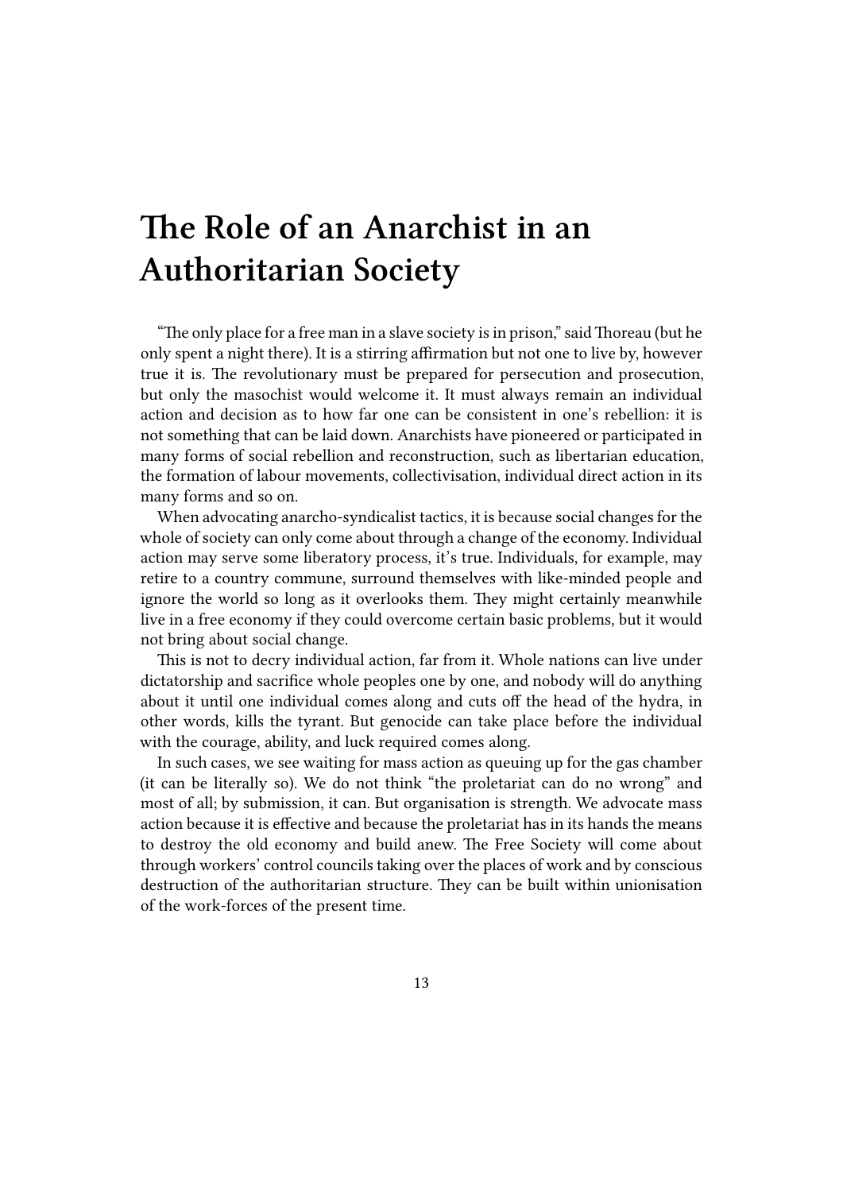# The Role of an Anarchist in an Authoritarian Society

"The only place for a free man in a slave society is in prison," said Thoreau (but he only spent a night there). It is a stirring affirmation but not one to live by, however true it is. The revolutionary must be prepared for persecution and prosecution, but only the masochist would welcome it. It must always remain an individual action and decision as to how far one can be consistent in one's rebellion: it is not something that can be laid down. Anarchists have pioneered or participated in many forms of social rebellion and reconstruction, such as libertarian education, the formation of labour movements, collectivisation, individual direct action in its many forms and so on.

When advocating anarcho-syndicalist tactics, it is because social changes for the whole of society can only come about through a change of the economy. Individual action may serve some liberatory process, it's true. Individuals, for example, may retire to a country commune, surround themselves with like-minded people and ignore the world so long as it overlooks them. They might certainly meanwhile live in a free economy if they could overcome certain basic problems, but it would not bring about social change.

This is not to decry individual action, far from it. Whole nations can live under dictatorship and sacrifice whole peoples one by one, and nobody will do anything about it until one individual comes along and cuts off the head of the hydra, in other words, kills the tyrant. But genocide can take place before the individual with the courage, ability, and luck required comes along.

In such cases, we see waiting for mass action as queuing up for the gas chamber (it can be literally so). We do not think "the proletariat can do no wrong" and most of all; by submission, it can. But organisation is strength. We advocate mass action because it is effective and because the proletariat has in its hands the means to destroy the old economy and build anew. The Free Society will come about through workers' control councils taking over the places of work and by conscious destruction of the authoritarian structure. They can be built within unionisation of the work-forces of the present time.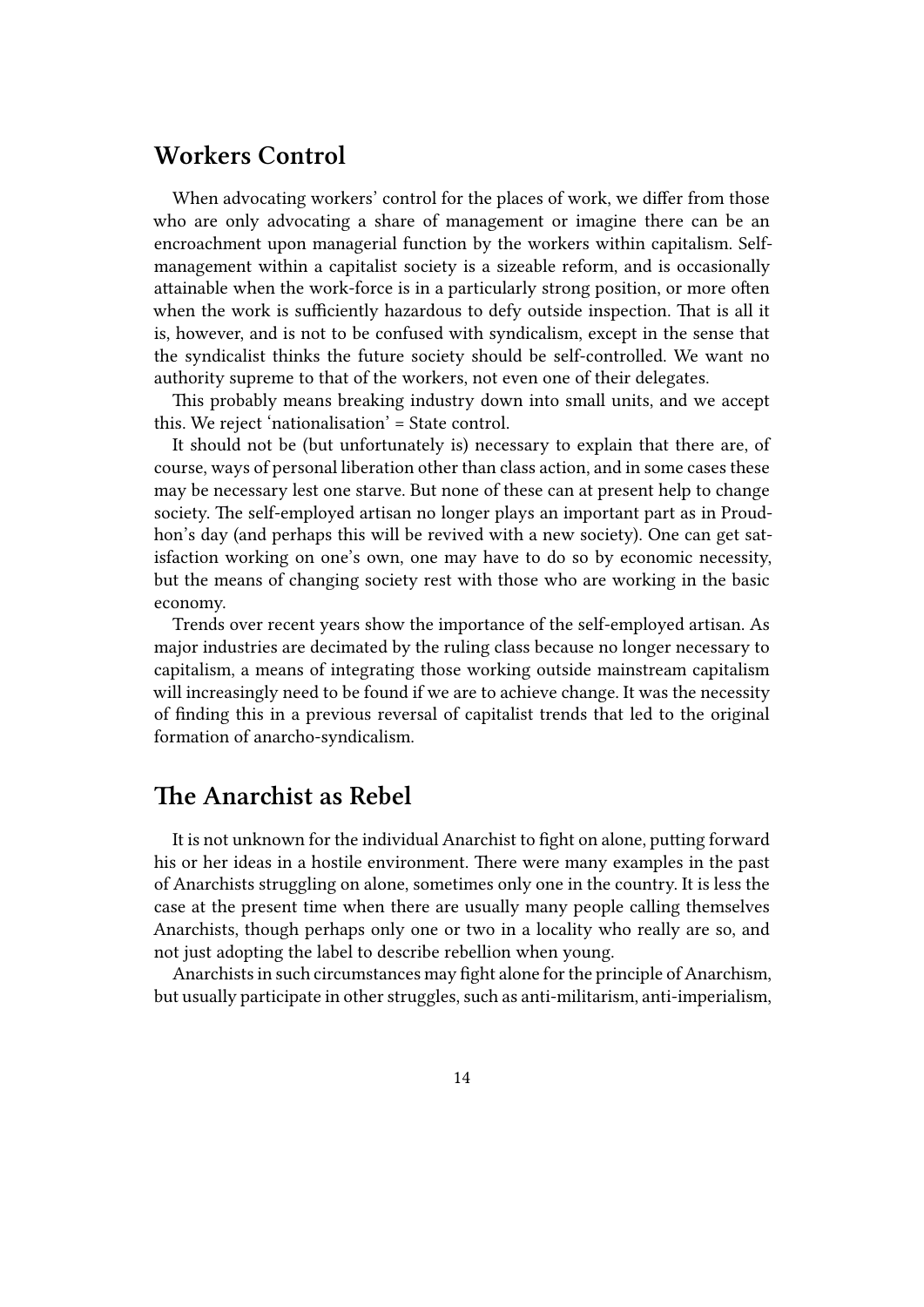## Workers Control

When advocating workers' control for the places of work, we differ from those who are only advocating a share of management or imagine there can be an encroachment upon managerial function by the workers within capitalism. Self-management within a capitalist society is a sizeable reform, and is occasionally attainable when the work-force is in a particularly strong position, or more often when the work is sufficiently hazardous to defy outside inspection. That is all it is, however, and is not to be confused with syndicalism, except in the sense that the syndicalist thinks the future society should be self-controlled. We want no authority supreme to that of the workers, not even one of their delegates.

This probably means breaking industry down into small units, and we accept this. We reject 'nationalisation' = State control.

It should not be (but unfortunately is) necessary to explain that there are, of course, ways of personal liberation other than class action, and in some cases these may be necessary lest one starve. But none of these can at present help to change society. The self-employed artisan no longer plays an important part as in Proudhon's day (and perhaps this will be revived with a new society). One can get satisfaction working on one's own, one may have to do so by economic necessity, but the means of changing society rest with those who are working in the basic economy.

Trends over recent years show the importance of the self-employed artisan. As major industries are decimated by the ruling class because no longer necessary to capitalism, a means of integrating those working outside mainstream capitalism will increasingly need to be found if we are to achieve change. It was the necessity of finding this in a previous reversal of capitalist trends that led to the original formation of anarcho-syndicalism.

## The Anarchist as Rebel

It is not unknown for the individual Anarchist to fight on alone, putting forward his or her ideas in a hostile environment. There were many examples in the past of Anarchists struggling on alone, sometimes only one in the country. It is less the case at the present time when there are usually many people calling themselves Anarchists, though perhaps only one or two in a locality who really are so, and not just adopting the label to describe rebellion when young.

Anarchists in such circumstances may fight alone for the principle of Anarchism, but usually participate in other struggles, such as anti-militarism, anti-imperialism,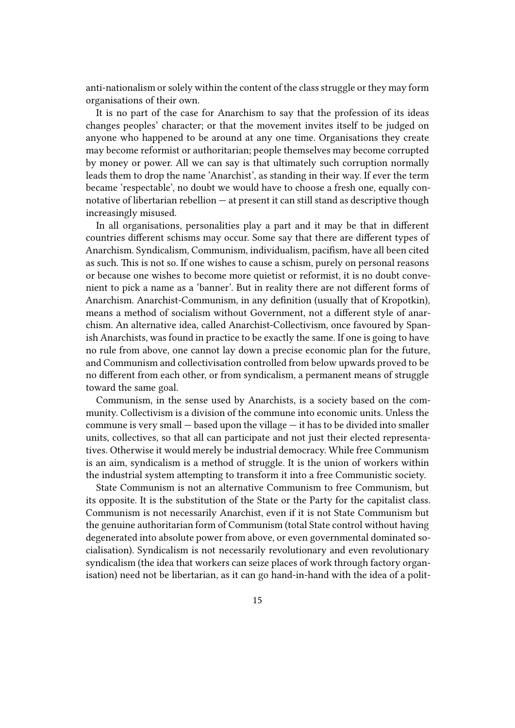anti-nationalism or solely within the content of the class struggle or they may form organisations of their own.

It is no part of the case for Anarchism to say that the profession of its ideas changes peoples' character; or that the movement invites itself to be judged on anyone who happened to be around at any one time. Organisations they create may become reformist or authoritarian; people themselves may become corrupted by money or power. All we can say is that ultimately such corruption normally leads them to drop the name 'Anarchist', as standing in their way. If ever the term became 'respectable', no doubt we would have to choose a fresh one, equally connotative of libertarian rebellion — at present it can still stand as descriptive though increasingly misused.

In all organisations, personalities play a part and it may be that in different countries different schisms may occur. Some say that there are different types of Anarchism. Syndicalism, Communism, individualism, pacifism, have all been cited as such. This is not so. If one wishes to cause a schism, purely on personal reasons or because one wishes to become more quietist or reformist, it is no doubt convenient to pick a name as a 'banner'. But in reality there are not different forms of Anarchism. Anarchist-Communism, in any definition (usually that of Kropotkin), means a method of socialism without Government, not a different style of anarchism. An alternative idea, called Anarchist-Collectivism, once favoured by Spanish Anarchists, was found in practice to be exactly the same. If one is going to have no rule from above, one cannot lay down a precise economic plan for the future, and Communism and collectivisation controlled from below upwards proved to be no different from each other, or from syndicalism, a permanent means of struggle toward the same goal.

Communism, in the sense used by Anarchists, is a society based on the community. Collectivism is a division of the commune into economic units. Unless the commune is very small — based upon the village — it has to be divided into smaller units, collectives, so that all can participate and not just their elected representatives. Otherwise it would merely be industrial democracy. While free Communism is an aim, syndicalism is a method of struggle. It is the union of workers within the industrial system attempting to transform it into a free Communistic society.

State Communism is not an alternative Communism to free Communism, but its opposite. It is the substitution of the State or the Party for the capitalist class. Communism is not necessarily Anarchist, even if it is not State Communism but the genuine authoritarian form of Communism (total State control without having degenerated into absolute power from above, or even governmental dominated socialisation). Syndicalism is not necessarily revolutionary and even revolutionary syndicalism (the idea that workers can seize places of work through factory organisation) need not be libertarian, as it can go hand-in-hand with the idea of a polit-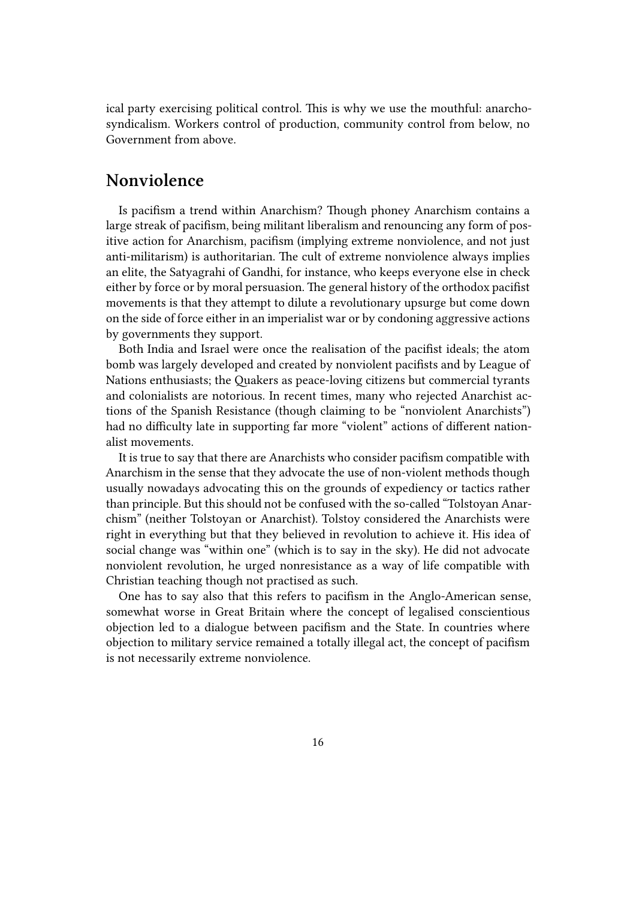ical party exercising political control. This is why we use the mouthful: anarcho-syndicalism. Workers control of production, community control from below, no Government from above.

## Nonviolence

Is pacifism a trend within Anarchism? Though phoney Anarchism contains a large streak of pacifism, being militant liberalism and renouncing any form of positive action for Anarchism, pacifism (implying extreme nonviolence, and not just anti-militarism) is authoritarian. The cult of extreme nonviolence always implies an elite, the Satyagrahi of Gandhi, for instance, who keeps everyone else in check either by force or by moral persuasion. The general history of the orthodox pacifist movements is that they attempt to dilute a revolutionary upsurge but come down on the side of force either in an imperialist war or by condoning aggressive actions by governments they support.

Both India and Israel were once the realisation of the pacifist ideals; the atom bomb was largely developed and created by nonviolent pacifists and by League of Nations enthusiasts; the Quakers as peace-loving citizens but commercial tyrants and colonialists are notorious. In recent times, many who rejected Anarchist actions of the Spanish Resistance (though claiming to be "nonviolent Anarchists") had no difficulty late in supporting far more "violent" actions of different nationalist movements.

It is true to say that there are Anarchists who consider pacifism compatible with Anarchism in the sense that they advocate the use of non-violent methods though usually nowadays advocating this on the grounds of expediency or tactics rather than principle. But this should not be confused with the so-called "Tolstoyan Anarchism" (neither Tolstoyan or Anarchist). Tolstoy considered the Anarchists were right in everything but that they believed in revolution to achieve it. His idea of social change was "within one" (which is to say in the sky). He did not advocate nonviolent revolution, he urged nonresistance as a way of life compatible with Christian teaching though not practised as such.

One has to say also that this refers to pacifism in the Anglo-American sense, somewhat worse in Great Britain where the concept of legalised conscientious objection led to a dialogue between pacifism and the State. In countries where objection to military service remained a totally illegal act, the concept of pacifism is not necessarily extreme nonviolence.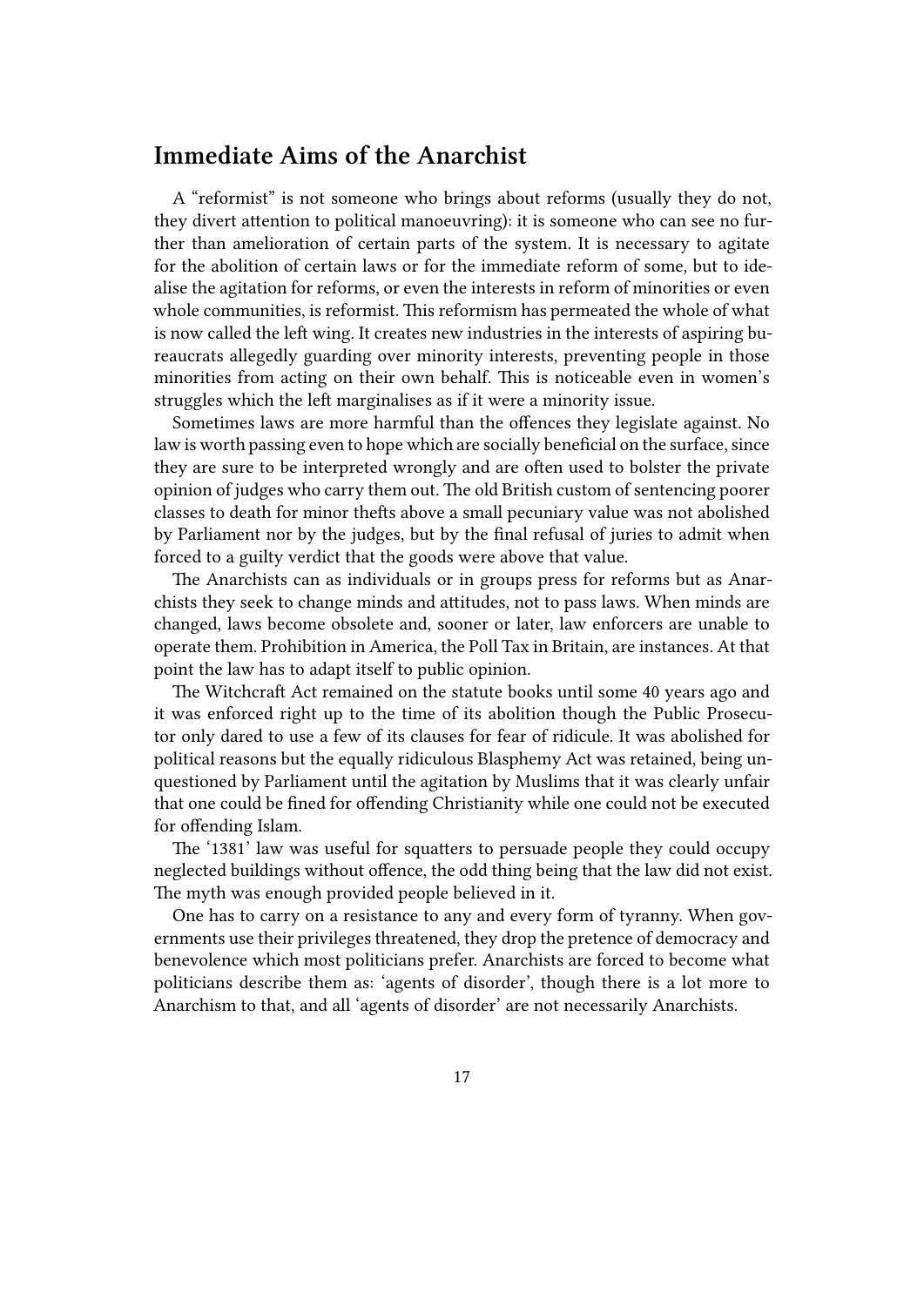## Immediate Aims of the Anarchist

A "reformist" is not someone who brings about reforms (usually they do not, they divert attention to political manoeuvring): it is someone who can see no further than amelioration of certain parts of the system. It is necessary to agitate for the abolition of certain laws or for the immediate reform of some, but to idealise the agitation for reforms, or even the interests in reform of minorities or even whole communities, is reformist. This reformism has permeated the whole of what is now called the left wing. It creates new industries in the interests of aspiring bureaucrats allegedly guarding over minority interests, preventing people in those minorities from acting on their own behalf. This is noticeable even in women's struggles which the left marginalises as if it were a minority issue.

Sometimes laws are more harmful than the offences they legislate against. No law is worth passing even to hope which are socially beneficial on the surface, since they are sure to be interpreted wrongly and are often used to bolster the private opinion of judges who carry them out. The old British custom of sentencing poorer classes to death for minor thefts above a small pecuniary value was not abolished by Parliament nor by the judges, but by the final refusal of juries to admit when forced to a guilty verdict that the goods were above that value.

The Anarchists can as individuals or in groups press for reforms but as Anarchists they seek to change minds and attitudes, not to pass laws. When minds are changed, laws become obsolete and, sooner or later, law enforcers are unable to operate them. Prohibition in America, the Poll Tax in Britain, are instances. At that point the law has to adapt itself to public opinion.

The Witchcraft Act remained on the statute books until some 40 years ago and it was enforced right up to the time of its abolition though the Public Prosecutor only dared to use a few of its clauses for fear of ridicule. It was abolished for political reasons but the equally ridiculous Blasphemy Act was retained, being unquestioned by Parliament until the agitation by Muslims that it was clearly unfair that one could be fined for offending Christianity while one could not be executed for offending Islam.

The '1381' law was useful for squatters to persuade people they could occupy neglected buildings without offence, the odd thing being that the law did not exist. The myth was enough provided people believed in it.

One has to carry on a resistance to any and every form of tyranny. When governments use their privileges threatened, they drop the pretence of democracy and benevolence which most politicians prefer. Anarchists are forced to become what politicians describe them as: 'agents of disorder', though there is a lot more to Anarchism to that, and all 'agents of disorder' are not necessarily Anarchists.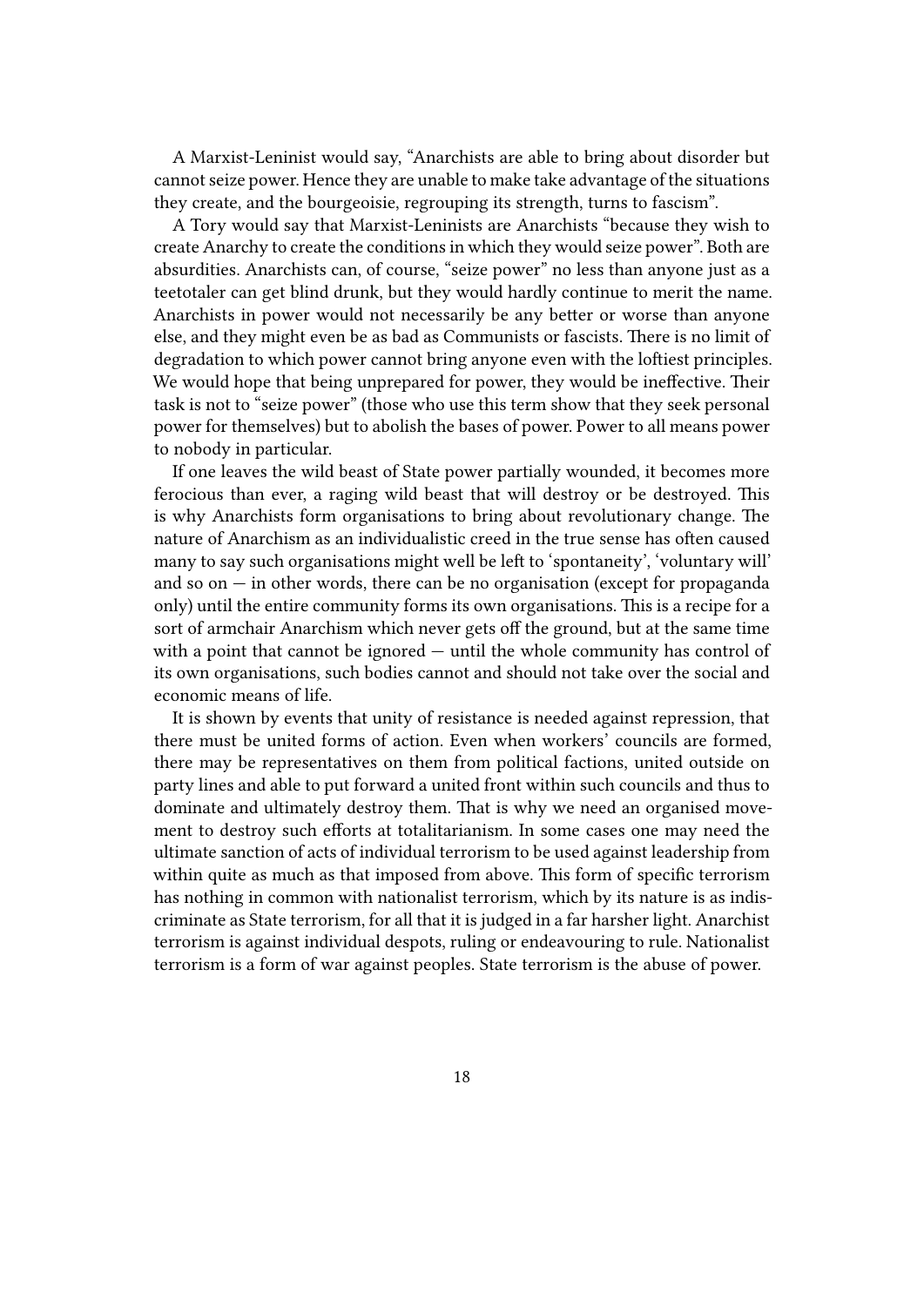A Marxist-Leninist would say, "Anarchists are able to bring about disorder but cannot seize power. Hence they are unable to make take advantage of the situations they create, and the bourgeoisie, regrouping its strength, turns to fascism".

A Tory would say that Marxist-Leninists are Anarchists "because they wish to create Anarchy to create the conditions in which they would seize power". Both are absurdities. Anarchists can, of course, "seize power" no less than anyone just as a teetotaler can get blind drunk, but they would hardly continue to merit the name. Anarchists in power would not necessarily be any better or worse than anyone else, and they might even be as bad as Communists or fascists. There is no limit of degradation to which power cannot bring anyone even with the loftiest principles. We would hope that being unprepared for power, they would be ineffective. Their task is not to "seize power" (those who use this term show that they seek personal power for themselves) but to abolish the bases of power. Power to all means power to nobody in particular.

If one leaves the wild beast of State power partially wounded, it becomes more ferocious than ever, a raging wild beast that will destroy or be destroyed. This is why Anarchists form organisations to bring about revolutionary change. The nature of Anarchism as an individualistic creed in the true sense has often caused many to say such organisations might well be left to 'spontaneity', 'voluntary will' and so on — in other words, there can be no organisation (except for propaganda only) until the entire community forms its own organisations. This is a recipe for a sort of armchair Anarchism which never gets off the ground, but at the same time with a point that cannot be ignored — until the whole community has control of its own organisations, such bodies cannot and should not take over the social and economic means of life.

It is shown by events that unity of resistance is needed against repression, that there must be united forms of action. Even when workers' councils are formed, there may be representatives on them from political factions, united outside on party lines and able to put forward a united front within such councils and thus to dominate and ultimately destroy them. That is why we need an organised movement to destroy such efforts at totalitarianism. In some cases one may need the ultimate sanction of acts of individual terrorism to be used against leadership from within quite as much as that imposed from above. This form of specific terrorism has nothing in common with nationalist terrorism, which by its nature is as indiscriminate as State terrorism, for all that it is judged in a far harsher light. Anarchist terrorism is against individual despots, ruling or endeavouring to rule. Nationalist terrorism is a form of war against peoples. State terrorism is the abuse of power.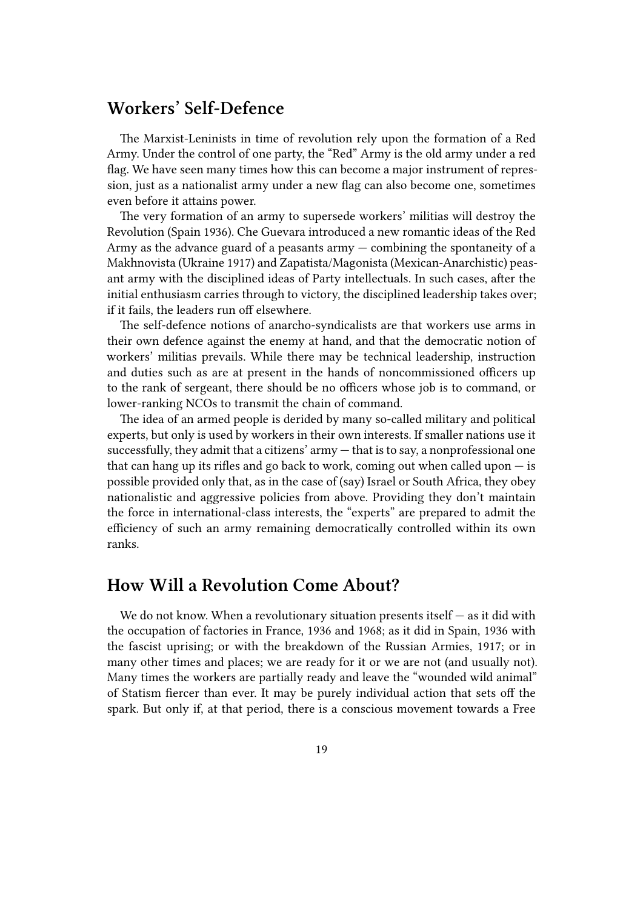## Workers' Self-Defence

The Marxist-Leninists in time of revolution rely upon the formation of a Red Army. Under the control of one party, the "Red" Army is the old army under a red flag. We have seen many times how this can become a major instrument of repression, just as a nationalist army under a new flag can also become one, sometimes even before it attains power.

The very formation of an army to supersede workers' militias will destroy the Revolution (Spain 1936). Che Guevara introduced a new romantic ideas of the Red Army as the advance guard of a peasants army — combining the spontaneity of a Makhnovista (Ukraine 1917) and Zapatista/Magonista (Mexican-Anarchistic) peasant army with the disciplined ideas of Party intellectuals. In such cases, after the initial enthusiasm carries through to victory, the disciplined leadership takes over; if it fails, the leaders run off elsewhere.

The self-defence notions of anarcho-syndicalists are that workers use arms in their own defence against the enemy at hand, and that the democratic notion of workers' militias prevails. While there may be technical leadership, instruction and duties such as are at present in the hands of noncommissioned officers up to the rank of sergeant, there should be no officers whose job is to command, or lower-ranking NCOs to transmit the chain of command.

The idea of an armed people is derided by many so-called military and political experts, but only is used by workers in their own interests. If smaller nations use it successfully, they admit that a citizens' army — that is to say, a nonprofessional one that can hang up its rifles and go back to work, coming out when called upon — is possible provided only that, as in the case of (say) Israel or South Africa, they obey nationalistic and aggressive policies from above. Providing they don't maintain the force in international-class interests, the "experts" are prepared to admit the efficiency of such an army remaining democratically controlled within its own ranks.

## How Will a Revolution Come About?

We do not know. When a revolutionary situation presents itself — as it did with the occupation of factories in France, 1936 and 1968; as it did in Spain, 1936 with the fascist uprising; or with the breakdown of the Russian Armies, 1917; or in many other times and places; we are ready for it or we are not (and usually not). Many times the workers are partially ready and leave the "wounded wild animal" of Statism fiercer than ever. It may be purely individual action that sets off the spark. But only if, at that period, there is a conscious movement towards a Free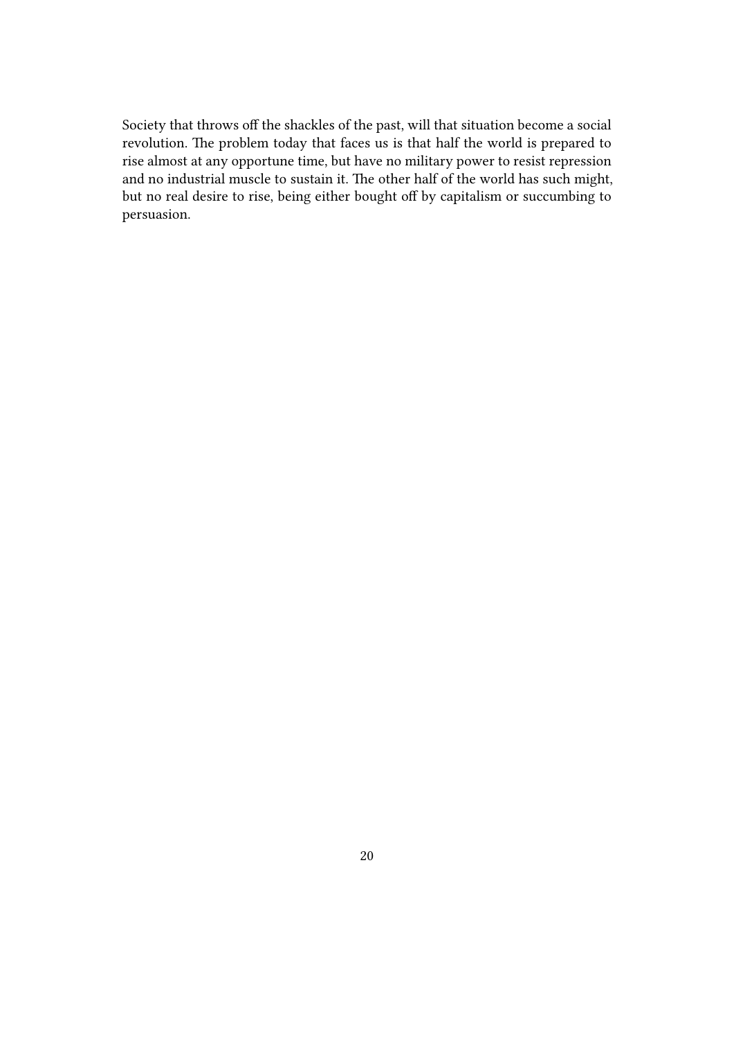Society that throws off the shackles of the past, will that situation become a social revolution. The problem today that faces us is that half the world is prepared to rise almost at any opportune time, but have no military power to resist repression and no industrial muscle to sustain it. The other half of the world has such might, but no real desire to rise, being either bought off by capitalism or succumbing to persuasion.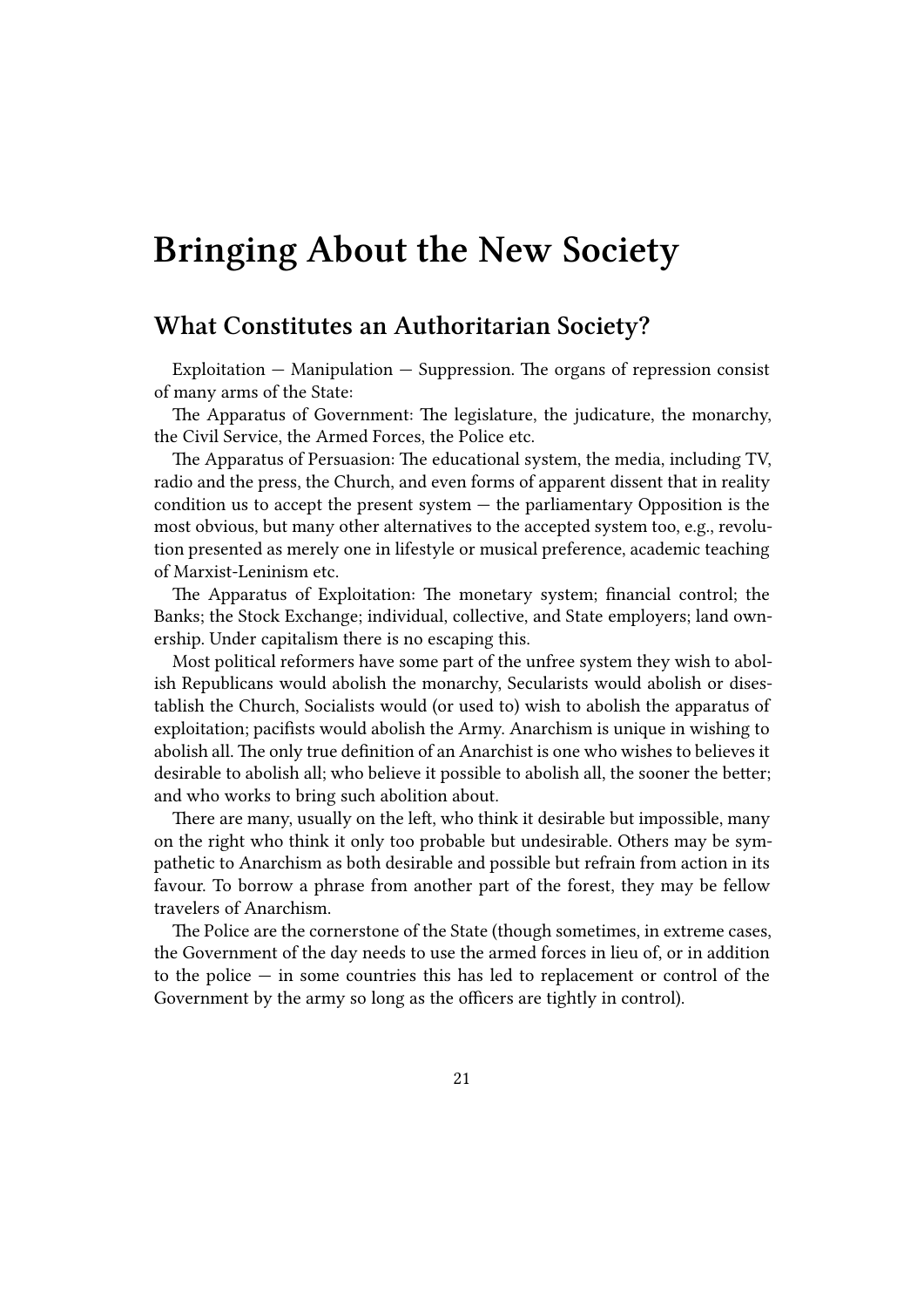# Bringing About the New Society

## What Constitutes an Authoritarian Society?

Exploitation — Manipulation — Suppression. The organs of repression consist of many arms of the State:

The Apparatus of Government: The legislature, the judicature, the monarchy, the Civil Service, the Armed Forces, the Police etc.

The Apparatus of Persuasion: The educational system, the media, including TV, radio and the press, the Church, and even forms of apparent dissent that in reality condition us to accept the present system — the parliamentary Opposition is the most obvious, but many other alternatives to the accepted system too, e.g., revolution presented as merely one in lifestyle or musical preference, academic teaching of Marxist-Leninism etc.

The Apparatus of Exploitation: The monetary system; financial control; the Banks; the Stock Exchange; individual, collective, and State employers; land ownership. Under capitalism there is no escaping this.

Most political reformers have some part of the unfree system they wish to abolish Republicans would abolish the monarchy, Secularists would abolish or disestablish the Church, Socialists would (or used to) wish to abolish the apparatus of exploitation; pacifists would abolish the Army. Anarchism is unique in wishing to abolish all. The only true definition of an Anarchist is one who wishes to believes it desirable to abolish all; who believe it possible to abolish all, the sooner the better; and who works to bring such abolition about.

There are many, usually on the left, who think it desirable but impossible, many on the right who think it only too probable but undesirable. Others may be sympathetic to Anarchism as both desirable and possible but refrain from action in its favour. To borrow a phrase from another part of the forest, they may be fellow travelers of Anarchism.

The Police are the cornerstone of the State (though sometimes, in extreme cases, the Government of the day needs to use the armed forces in lieu of, or in addition to the police — in some countries this has led to replacement or control of the Government by the army so long as the officers are tightly in control).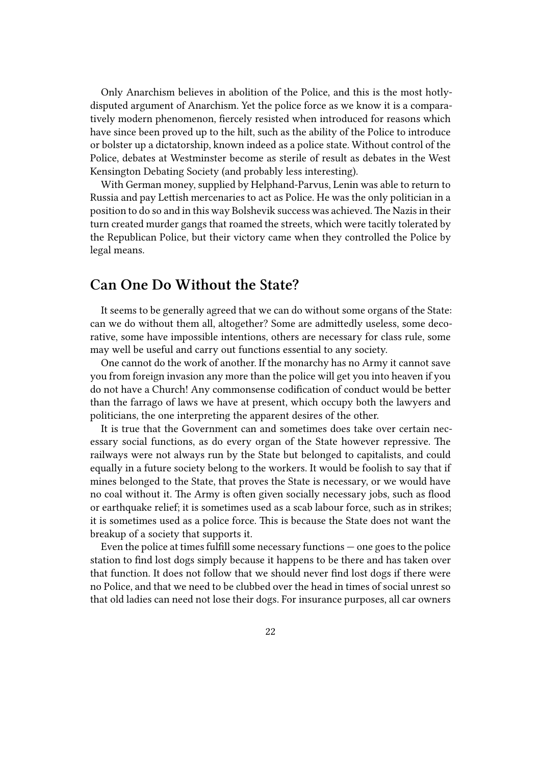Only Anarchism believes in abolition of the Police, and this is the most hotly-disputed argument of Anarchism. Yet the police force as we know it is a comparatively modern phenomenon, fiercely resisted when introduced for reasons which have since been proved up to the hilt, such as the ability of the Police to introduce or bolster up a dictatorship, known indeed as a police state. Without control of the Police, debates at Westminster become as sterile of result as debates in the West Kensington Debating Society (and probably less interesting).

With German money, supplied by Helphand-Parvus, Lenin was able to return to Russia and pay Lettish mercenaries to act as Police. He was the only politician in a position to do so and in this way Bolshevik success was achieved. The Nazis in their turn created murder gangs that roamed the streets, which were tacitly tolerated by the Republican Police, but their victory came when they controlled the Police by legal means.

## Can One Do Without the State?

It seems to be generally agreed that we can do without some organs of the State: can we do without them all, altogether? Some are admittedly useless, some decorative, some have impossible intentions, others are necessary for class rule, some may well be useful and carry out functions essential to any society.

One cannot do the work of another. If the monarchy has no Army it cannot save you from foreign invasion any more than the police will get you into heaven if you do not have a Church! Any commonsense codification of conduct would be better than the farrago of laws we have at present, which occupy both the lawyers and politicians, the one interpreting the apparent desires of the other.

It is true that the Government can and sometimes does take over certain necessary social functions, as do every organ of the State however repressive. The railways were not always run by the State but belonged to capitalists, and could equally in a future society belong to the workers. It would be foolish to say that if mines belonged to the State, that proves the State is necessary, or we would have no coal without it. The Army is often given socially necessary jobs, such as flood or earthquake relief; it is sometimes used as a scab labour force, such as in strikes; it is sometimes used as a police force. This is because the State does not want the breakup of a society that supports it.

Even the police at times fulfill some necessary functions — one goes to the police station to find lost dogs simply because it happens to be there and has taken over that function. It does not follow that we should never find lost dogs if there were no Police, and that we need to be clubbed over the head in times of social unrest so that old ladies can need not lose their dogs. For insurance purposes, all car owners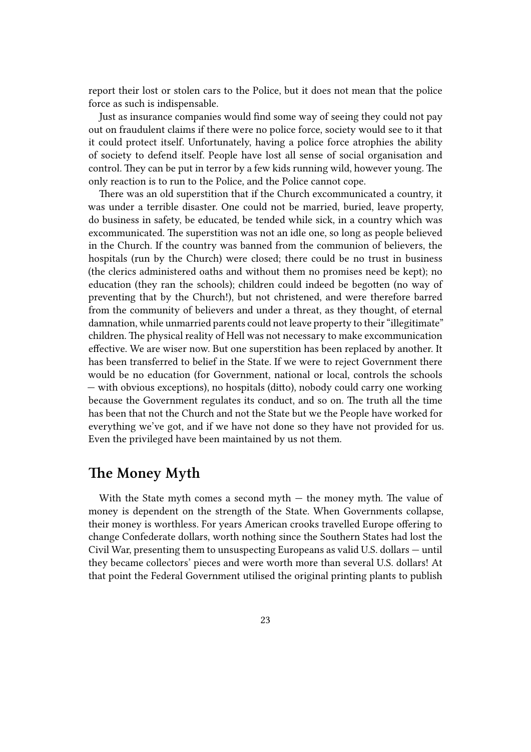report their lost or stolen cars to the Police, but it does not mean that the police force as such is indispensable.

Just as insurance companies would find some way of seeing they could not pay out on fraudulent claims if there were no police force, society would see to it that it could protect itself. Unfortunately, having a police force atrophies the ability of society to defend itself. People have lost all sense of social organisation and control. They can be put in terror by a few kids running wild, however young. The only reaction is to run to the Police, and the Police cannot cope.

There was an old superstition that if the Church excommunicated a country, it was under a terrible disaster. One could not be married, buried, leave property, do business in safety, be educated, be tended while sick, in a country which was excommunicated. The superstition was not an idle one, so long as people believed in the Church. If the country was banned from the communion of believers, the hospitals (run by the Church) were closed; there could be no trust in business (the clerics administered oaths and without them no promises need be kept); no education (they ran the schools); children could indeed be begotten (no way of preventing that by the Church!), but not christened, and were therefore barred from the community of believers and under a threat, as they thought, of eternal damnation, while unmarried parents could not leave property to their "illegitimate" children. The physical reality of Hell was not necessary to make excommunication effective. We are wiser now. But one superstition has been replaced by another. It has been transferred to belief in the State. If we were to reject Government there would be no education (for Government, national or local, controls the schools — with obvious exceptions), no hospitals (ditto), nobody could carry one working because the Government regulates its conduct, and so on. The truth all the time has been that not the Church and not the State but we the People have worked for everything we've got, and if we have not done so they have not provided for us. Even the privileged have been maintained by us not them.

## The Money Myth

With the State myth comes a second myth — the money myth. The value of money is dependent on the strength of the State. When Governments collapse, their money is worthless. For years American crooks travelled Europe offering to change Confederate dollars, worth nothing since the Southern States had lost the Civil War, presenting them to unsuspecting Europeans as valid U.S. dollars — until they became collectors' pieces and were worth more than several U.S. dollars! At that point the Federal Government utilised the original printing plants to publish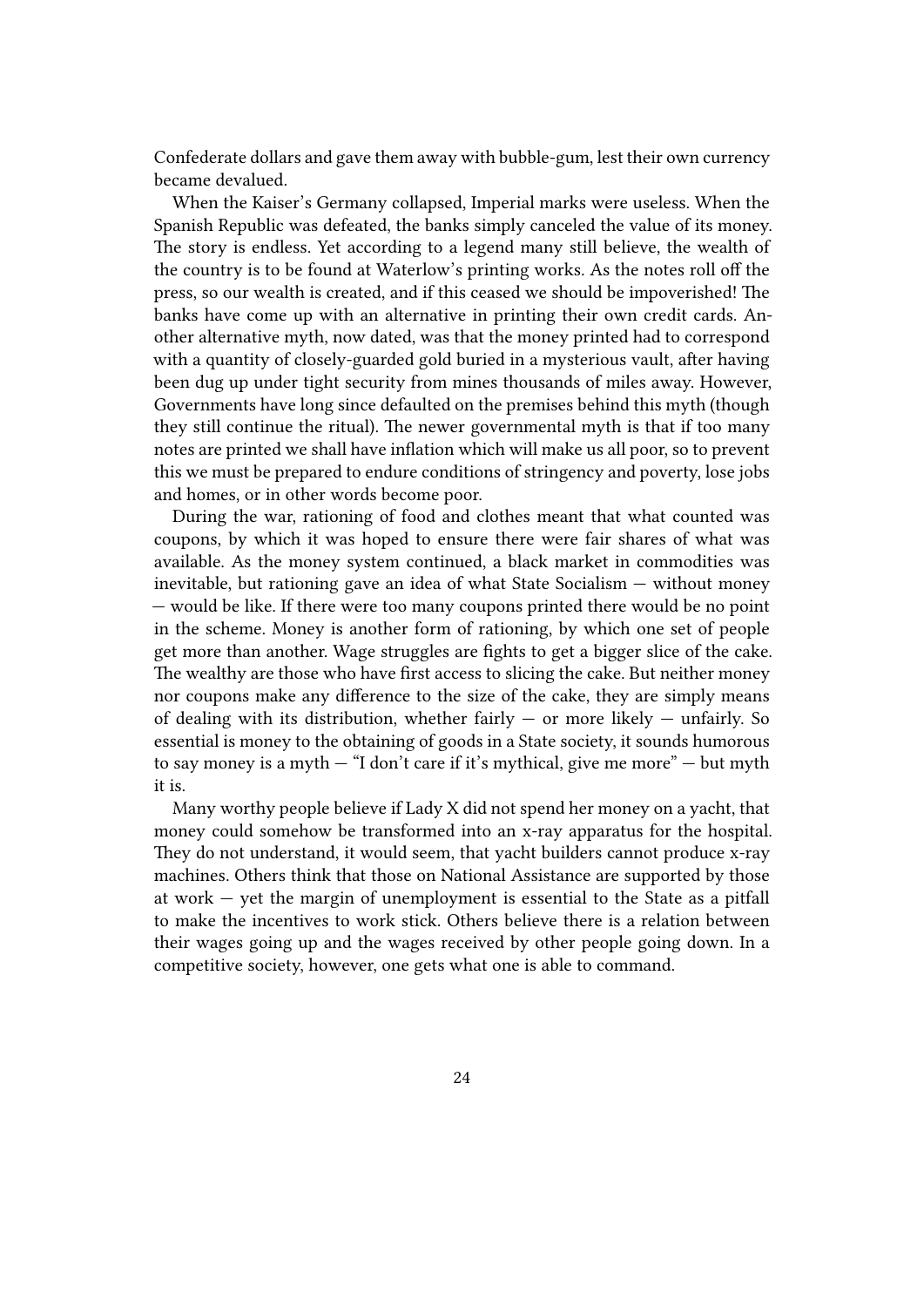Confederate dollars and gave them away with bubble-gum, lest their own currency became devalued.

When the Kaiser's Germany collapsed, Imperial marks were useless. When the Spanish Republic was defeated, the banks simply canceled the value of its money. The story is endless. Yet according to a legend many still believe, the wealth of the country is to be found at Waterlow's printing works. As the notes roll off the press, so our wealth is created, and if this ceased we should be impoverished! The banks have come up with an alternative in printing their own credit cards. Another alternative myth, now dated, was that the money printed had to correspond with a quantity of closely-guarded gold buried in a mysterious vault, after having been dug up under tight security from mines thousands of miles away. However, Governments have long since defaulted on the premises behind this myth (though they still continue the ritual). The newer governmental myth is that if too many notes are printed we shall have inflation which will make us all poor, so to prevent this we must be prepared to endure conditions of stringency and poverty, lose jobs and homes, or in other words become poor.

During the war, rationing of food and clothes meant that what counted was coupons, by which it was hoped to ensure there were fair shares of what was available. As the money system continued, a black market in commodities was inevitable, but rationing gave an idea of what State Socialism — without money — would be like. If there were too many coupons printed there would be no point in the scheme. Money is another form of rationing, by which one set of people get more than another. Wage struggles are fights to get a bigger slice of the cake. The wealthy are those who have first access to slicing the cake. But neither money nor coupons make any difference to the size of the cake, they are simply means of dealing with its distribution, whether fairly — or more likely — unfairly. So essential is money to the obtaining of goods in a State society, it sounds humorous to say money is a myth — "I don't care if it's mythical, give me more" — but myth it is.

Many worthy people believe if Lady X did not spend her money on a yacht, that money could somehow be transformed into an x-ray apparatus for the hospital. They do not understand, it would seem, that yacht builders cannot produce x-ray machines. Others think that those on National Assistance are supported by those at work — yet the margin of unemployment is essential to the State as a pitfall to make the incentives to work stick. Others believe there is a relation between their wages going up and the wages received by other people going down. In a competitive society, however, one gets what one is able to command.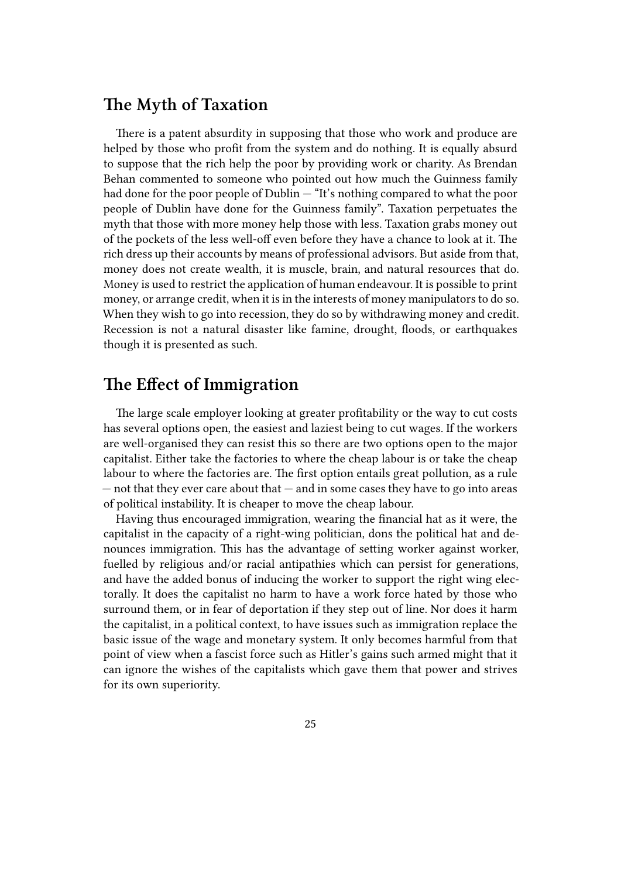## The Myth of Taxation

There is a patent absurdity in supposing that those who work and produce are helped by those who profit from the system and do nothing. It is equally absurd to suppose that the rich help the poor by providing work or charity. As Brendan Behan commented to someone who pointed out how much the Guinness family had done for the poor people of Dublin — "It's nothing compared to what the poor people of Dublin have done for the Guinness family". Taxation perpetuates the myth that those with more money help those with less. Taxation grabs money out of the pockets of the less well-off even before they have a chance to look at it. The rich dress up their accounts by means of professional advisors. But aside from that, money does not create wealth, it is muscle, brain, and natural resources that do. Money is used to restrict the application of human endeavour. It is possible to print money, or arrange credit, when it is in the interests of money manipulators to do so. When they wish to go into recession, they do so by withdrawing money and credit. Recession is not a natural disaster like famine, drought, floods, or earthquakes though it is presented as such.

## The Effect of Immigration

The large scale employer looking at greater profitability or the way to cut costs has several options open, the easiest and laziest being to cut wages. If the workers are well-organised they can resist this so there are two options open to the major capitalist. Either take the factories to where the cheap labour is or take the cheap labour to where the factories are. The first option entails great pollution, as a rule — not that they ever care about that — and in some cases they have to go into areas of political instability. It is cheaper to move the cheap labour.

Having thus encouraged immigration, wearing the financial hat as it were, the capitalist in the capacity of a right-wing politician, dons the political hat and denounces immigration. This has the advantage of setting worker against worker, fuelled by religious and/or racial antipathies which can persist for generations, and have the added bonus of inducing the worker to support the right wing electorally. It does the capitalist no harm to have a work force hated by those who surround them, or in fear of deportation if they step out of line. Nor does it harm the capitalist, in a political context, to have issues such as immigration replace the basic issue of the wage and monetary system. It only becomes harmful from that point of view when a fascist force such as Hitler's gains such armed might that it can ignore the wishes of the capitalists which gave them that power and strives for its own superiority.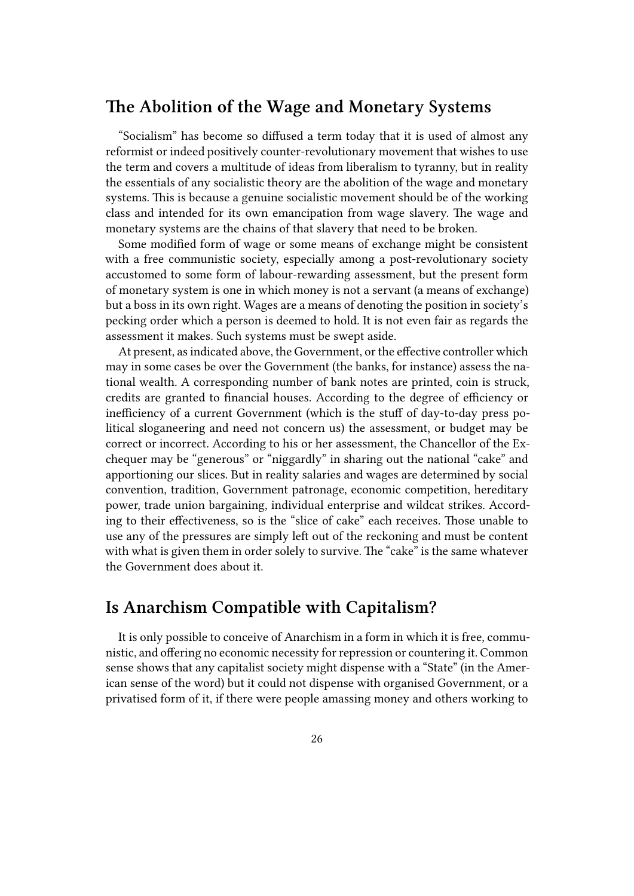## The Abolition of the Wage and Monetary Systems

"Socialism" has become so diffused a term today that it is used of almost any reformist or indeed positively counter-revolutionary movement that wishes to use the term and covers a multitude of ideas from liberalism to tyranny, but in reality the essentials of any socialistic theory are the abolition of the wage and monetary systems. This is because a genuine socialistic movement should be of the working class and intended for its own emancipation from wage slavery. The wage and monetary systems are the chains of that slavery that need to be broken.

Some modified form of wage or some means of exchange might be consistent with a free communistic society, especially among a post-revolutionary society accustomed to some form of labour-rewarding assessment, but the present form of monetary system is one in which money is not a servant (a means of exchange) but a boss in its own right. Wages are a means of denoting the position in society's pecking order which a person is deemed to hold. It is not even fair as regards the assessment it makes. Such systems must be swept aside.

At present, as indicated above, the Government, or the effective controller which may in some cases be over the Government (the banks, for instance) assess the national wealth. A corresponding number of bank notes are printed, coin is struck, credits are granted to financial houses. According to the degree of efficiency or inefficiency of a current Government (which is the stuff of day-to-day press political sloganeering and need not concern us) the assessment, or budget may be correct or incorrect. According to his or her assessment, the Chancellor of the Exchequer may be "generous" or "niggardly" in sharing out the national "cake" and apportioning our slices. But in reality salaries and wages are determined by social convention, tradition, Government patronage, economic competition, hereditary power, trade union bargaining, individual enterprise and wildcat strikes. According to their effectiveness, so is the "slice of cake" each receives. Those unable to use any of the pressures are simply left out of the reckoning and must be content with what is given them in order solely to survive. The "cake" is the same whatever the Government does about it.

## Is Anarchism Compatible with Capitalism?

It is only possible to conceive of Anarchism in a form in which it is free, communistic, and offering no economic necessity for repression or countering it. Common sense shows that any capitalist society might dispense with a "State" (in the American sense of the word) but it could not dispense with organised Government, or a privatised form of it, if there were people amassing money and others working to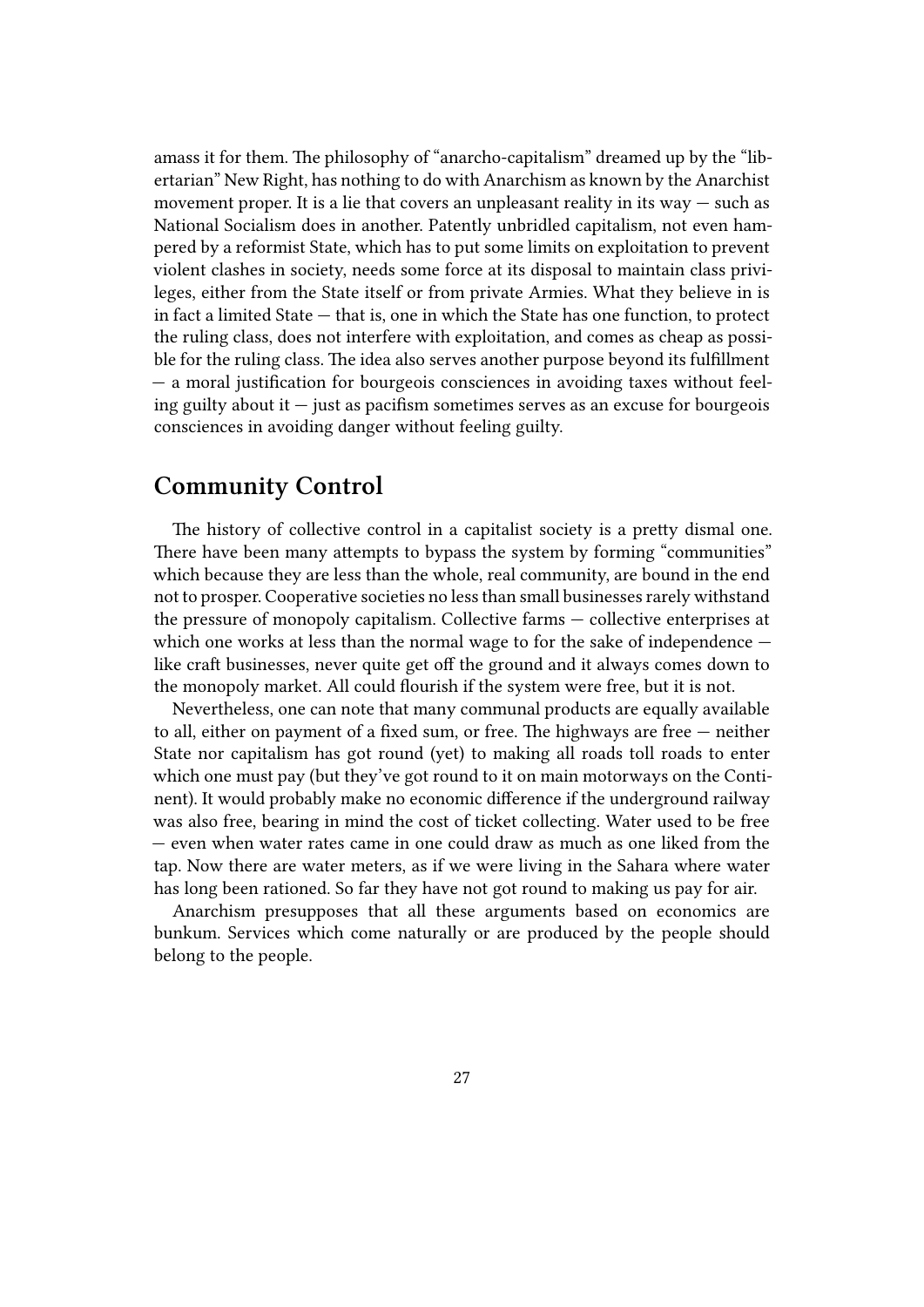amass it for them. The philosophy of "anarcho-capitalism" dreamed up by the "libertarian" New Right, has nothing to do with Anarchism as known by the Anarchist movement proper. It is a lie that covers an unpleasant reality in its way — such as National Socialism does in another. Patently unbridled capitalism, not even hampered by a reformist State, which has to put some limits on exploitation to prevent violent clashes in society, needs some force at its disposal to maintain class privileges, either from the State itself or from private Armies. What they believe in is in fact a limited State — that is, one in which the State has one function, to protect the ruling class, does not interfere with exploitation, and comes as cheap as possible for the ruling class. The idea also serves another purpose beyond its fulfillment — a moral justification for bourgeois consciences in avoiding taxes without feeling guilty about it — just as pacifism sometimes serves as an excuse for bourgeois consciences in avoiding danger without feeling guilty.

## Community Control

The history of collective control in a capitalist society is a pretty dismal one. There have been many attempts to bypass the system by forming "communities" which because they are less than the whole, real community, are bound in the end not to prosper. Cooperative societies no less than small businesses rarely withstand the pressure of monopoly capitalism. Collective farms — collective enterprises at which one works at less than the normal wage to for the sake of independence — like craft businesses, never quite get off the ground and it always comes down to the monopoly market. All could flourish if the system were free, but it is not.

Nevertheless, one can note that many communal products are equally available to all, either on payment of a fixed sum, or free. The highways are free — neither State nor capitalism has got round (yet) to making all roads toll roads to enter which one must pay (but they've got round to it on main motorways on the Continent). It would probably make no economic difference if the underground railway was also free, bearing in mind the cost of ticket collecting. Water used to be free — even when water rates came in one could draw as much as one liked from the tap. Now there are water meters, as if we were living in the Sahara where water has long been rationed. So far they have not got round to making us pay for air.

Anarchism presupposes that all these arguments based on economics are bunkum. Services which come naturally or are produced by the people should belong to the people.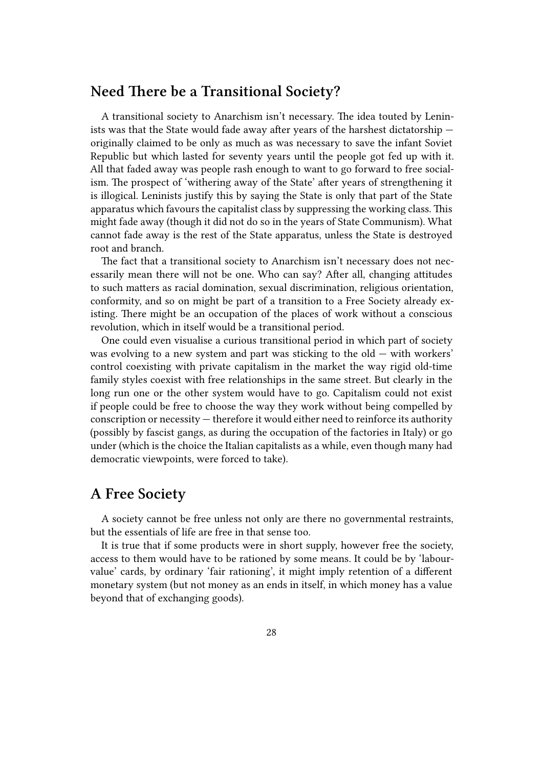## Need There be a Transitional Society?

A transitional society to Anarchism isn't necessary. The idea touted by Leninists was that the State would fade away after years of the harshest dictatorship — originally claimed to be only as much as was necessary to save the infant Soviet Republic but which lasted for seventy years until the people got fed up with it. All that faded away was people rash enough to want to go forward to free socialism. The prospect of 'withering away of the State' after years of strengthening it is illogical. Leninists justify this by saying the State is only that part of the State apparatus which favours the capitalist class by suppressing the working class. This might fade away (though it did not do so in the years of State Communism). What cannot fade away is the rest of the State apparatus, unless the State is destroyed root and branch.

The fact that a transitional society to Anarchism isn't necessary does not necessarily mean there will not be one. Who can say? After all, changing attitudes to such matters as racial domination, sexual discrimination, religious orientation, conformity, and so on might be part of a transition to a Free Society already existing. There might be an occupation of the places of work without a conscious revolution, which in itself would be a transitional period.

One could even visualise a curious transitional period in which part of society was evolving to a new system and part was sticking to the old — with workers' control coexisting with private capitalism in the market the way rigid old-time family styles coexist with free relationships in the same street. But clearly in the long run one or the other system would have to go. Capitalism could not exist if people could be free to choose the way they work without being compelled by conscription or necessity — therefore it would either need to reinforce its authority (possibly by fascist gangs, as during the occupation of the factories in Italy) or go under (which is the choice the Italian capitalists as a while, even though many had democratic viewpoints, were forced to take).

## A Free Society

A society cannot be free unless not only are there no governmental restraints, but the essentials of life are free in that sense too.

It is true that if some products were in short supply, however free the society, access to them would have to be rationed by some means. It could be by 'labour-value' cards, by ordinary 'fair rationing', it might imply retention of a different monetary system (but not money as an ends in itself, in which money has a value beyond that of exchanging goods).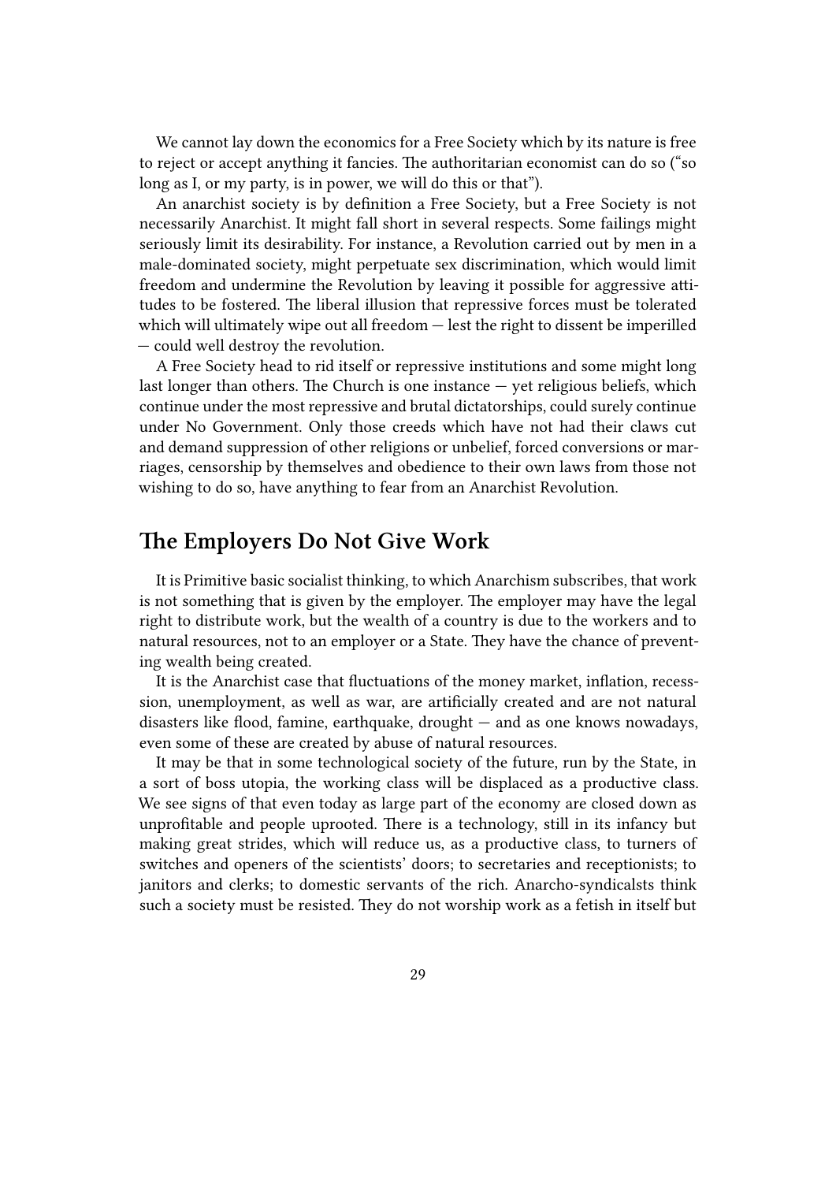We cannot lay down the economics for a Free Society which by its nature is free to reject or accept anything it fancies. The authoritarian economist can do so ("so long as I, or my party, is in power, we will do this or that").

An anarchist society is by definition a Free Society, but a Free Society is not necessarily Anarchist. It might fall short in several respects. Some failings might seriously limit its desirability. For instance, a Revolution carried out by men in a male-dominated society, might perpetuate sex discrimination, which would limit freedom and undermine the Revolution by leaving it possible for aggressive attitudes to be fostered. The liberal illusion that repressive forces must be tolerated which will ultimately wipe out all freedom — lest the right to dissent be imperilled — could well destroy the revolution.

A Free Society head to rid itself or repressive institutions and some might long last longer than others. The Church is one instance — yet religious beliefs, which continue under the most repressive and brutal dictatorships, could surely continue under No Government. Only those creeds which have not had their claws cut and demand suppression of other religions or unbelief, forced conversions or marriages, censorship by themselves and obedience to their own laws from those not wishing to do so, have anything to fear from an Anarchist Revolution.

## The Employers Do Not Give Work

It is Primitive basic socialist thinking, to which Anarchism subscribes, that work is not something that is given by the employer. The employer may have the legal right to distribute work, but the wealth of a country is due to the workers and to natural resources, not to an employer or a State. They have the chance of preventing wealth being created.

It is the Anarchist case that fluctuations of the money market, inflation, recesssion, unemployment, as well as war, are artificially created and are not natural disasters like flood, famine, earthquake, drought — and as one knows nowadays, even some of these are created by abuse of natural resources.

It may be that in some technological society of the future, run by the State, in a sort of boss utopia, the working class will be displaced as a productive class. We see signs of that even today as large part of the economy are closed down as unprofitable and people uprooted. There is a technology, still in its infancy but making great strides, which will reduce us, as a productive class, to turners of switches and openers of the scientists' doors; to secretaries and receptionists; to janitors and clerks; to domestic servants of the rich. Anarcho-syndicalsts think such a society must be resisted. They do not worship work as a fetish in itself but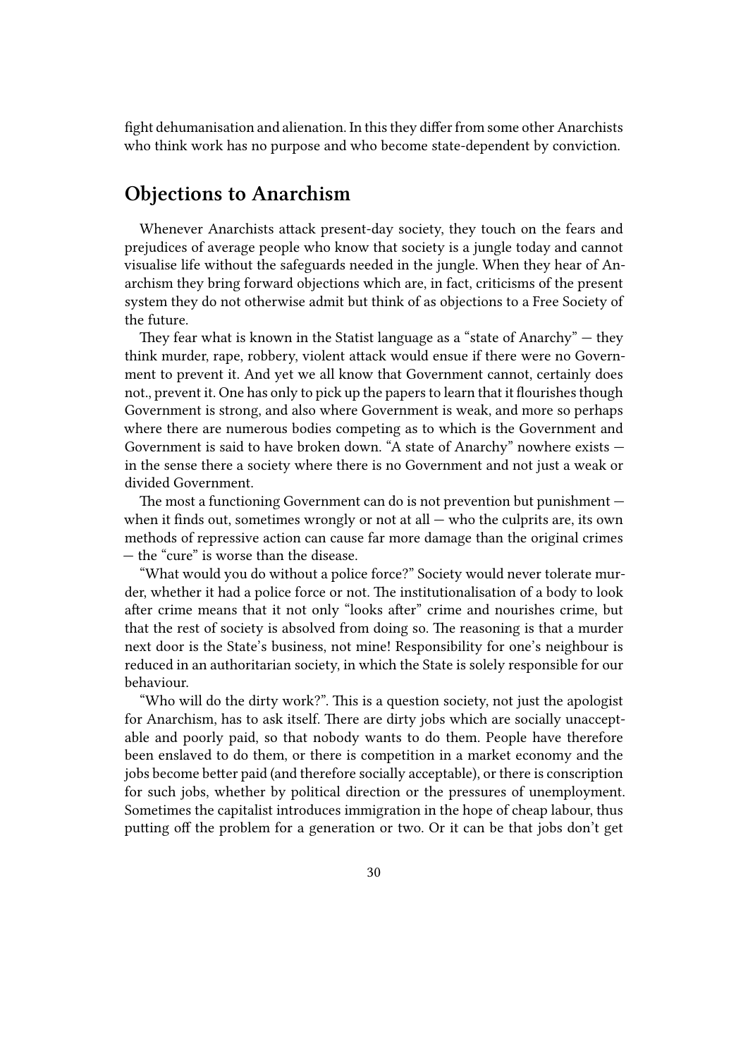fight dehumanisation and alienation. In this they differ from some other Anarchists who think work has no purpose and who become state-dependent by conviction.

## Objections to Anarchism

Whenever Anarchists attack present-day society, they touch on the fears and prejudices of average people who know that society is a jungle today and cannot visualise life without the safeguards needed in the jungle. When they hear of Anarchism they bring forward objections which are, in fact, criticisms of the present system they do not otherwise admit but think of as objections to a Free Society of the future.

They fear what is known in the Statist language as a "state of Anarchy" — they think murder, rape, robbery, violent attack would ensue if there were no Government to prevent it. And yet we all know that Government cannot, certainly does not., prevent it. One has only to pick up the papers to learn that it flourishes though Government is strong, and also where Government is weak, and more so perhaps where there are numerous bodies competing as to which is the Government and Government is said to have broken down. "A state of Anarchy" nowhere exists — in the sense there a society where there is no Government and not just a weak or divided Government.

The most a functioning Government can do is not prevention but punishment — when it finds out, sometimes wrongly or not at all — who the culprits are, its own methods of repressive action can cause far more damage than the original crimes — the "cure" is worse than the disease.

"What would you do without a police force?" Society would never tolerate murder, whether it had a police force or not. The institutionalisation of a body to look after crime means that it not only "looks after" crime and nourishes crime, but that the rest of society is absolved from doing so. The reasoning is that a murder next door is the State's business, not mine! Responsibility for one's neighbour is reduced in an authoritarian society, in which the State is solely responsible for our behaviour.

"Who will do the dirty work?". This is a question society, not just the apologist for Anarchism, has to ask itself. There are dirty jobs which are socially unacceptable and poorly paid, so that nobody wants to do them. People have therefore been enslaved to do them, or there is competition in a market economy and the jobs become better paid (and therefore socially acceptable), or there is conscription for such jobs, whether by political direction or the pressures of unemployment. Sometimes the capitalist introduces immigration in the hope of cheap labour, thus putting off the problem for a generation or two. Or it can be that jobs don't get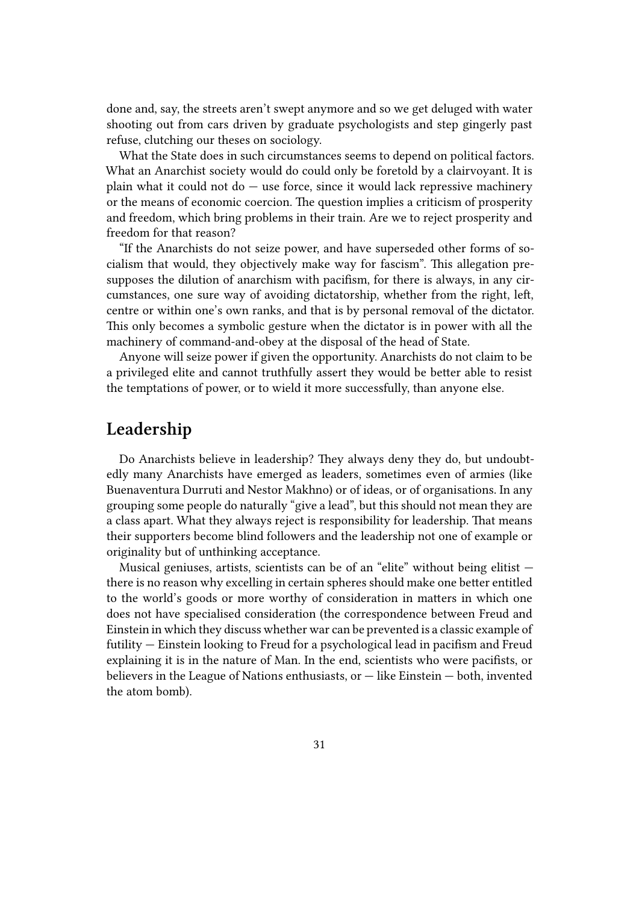done and, say, the streets aren't swept anymore and so we get deluged with water shooting out from cars driven by graduate psychologists and step gingerly past refuse, clutching our theses on sociology.

What the State does in such circumstances seems to depend on political factors. What an Anarchist society would do could only be foretold by a clairvoyant. It is plain what it could not do — use force, since it would lack repressive machinery or the means of economic coercion. The question implies a criticism of prosperity and freedom, which bring problems in their train. Are we to reject prosperity and freedom for that reason?

"If the Anarchists do not seize power, and have superseded other forms of socialism that would, they objectively make way for fascism". This allegation presupposes the dilution of anarchism with pacifism, for there is always, in any circumstances, one sure way of avoiding dictatorship, whether from the right, left, centre or within one's own ranks, and that is by personal removal of the dictator. This only becomes a symbolic gesture when the dictator is in power with all the machinery of command-and-obey at the disposal of the head of State.

Anyone will seize power if given the opportunity. Anarchists do not claim to be a privileged elite and cannot truthfully assert they would be better able to resist the temptations of power, or to wield it more successfully, than anyone else.

## Leadership

Do Anarchists believe in leadership? They always deny they do, but undoubtedly many Anarchists have emerged as leaders, sometimes even of armies (like Buenaventura Durruti and Nestor Makhno) or of ideas, or of organisations. In any grouping some people do naturally "give a lead", but this should not mean they are a class apart. What they always reject is responsibility for leadership. That means their supporters become blind followers and the leadership not one of example or originality but of unthinking acceptance.

Musical geniuses, artists, scientists can be of an "elite" without being elitist — there is no reason why excelling in certain spheres should make one better entitled to the world's goods or more worthy of consideration in matters in which one does not have specialised consideration (the correspondence between Freud and Einstein in which they discuss whether war can be prevented is a classic example of futility — Einstein looking to Freud for a psychological lead in pacifism and Freud explaining it is in the nature of Man. In the end, scientists who were pacifists, or believers in the League of Nations enthusiasts, or — like Einstein — both, invented the atom bomb).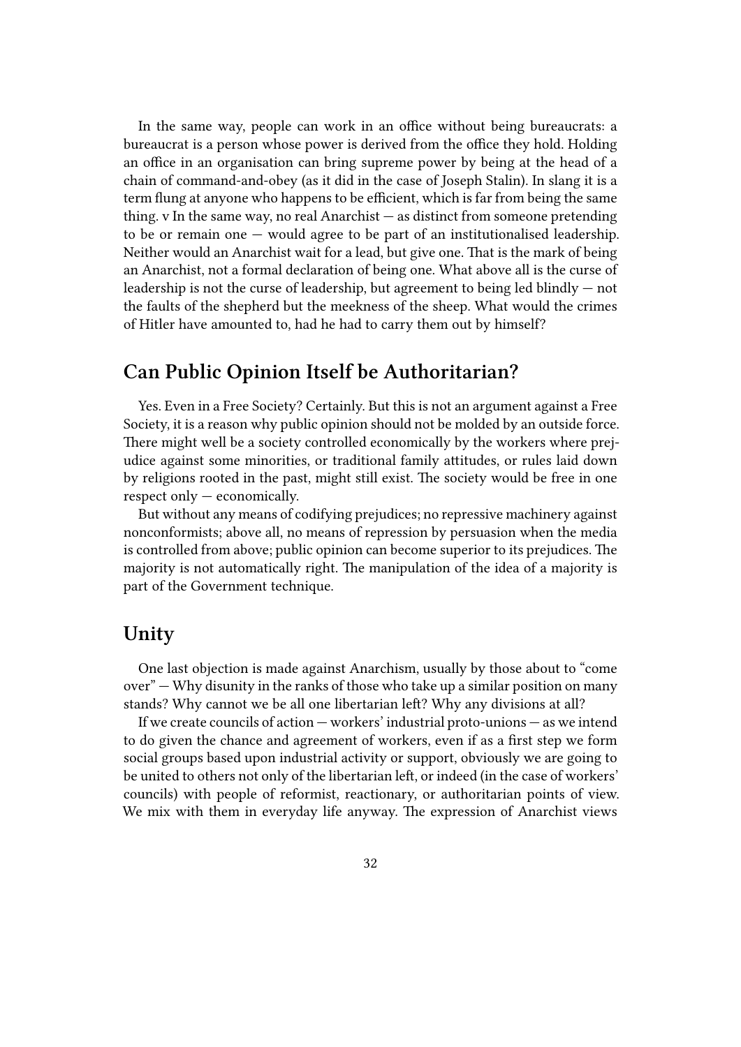In the same way, people can work in an office without being bureaucrats: a bureaucrat is a person whose power is derived from the office they hold. Holding an office in an organisation can bring supreme power by being at the head of a chain of command-and-obey (as it did in the case of Joseph Stalin). In slang it is a term flung at anyone who happens to be efficient, which is far from being the same thing. v In the same way, no real Anarchist — as distinct from someone pretending to be or remain one — would agree to be part of an institutionalised leadership. Neither would an Anarchist wait for a lead, but give one. That is the mark of being an Anarchist, not a formal declaration of being one. What above all is the curse of leadership is not the curse of leadership, but agreement to being led blindly — not the faults of the shepherd but the meekness of the sheep. What would the crimes of Hitler have amounted to, had he had to carry them out by himself?

## Can Public Opinion Itself be Authoritarian?

Yes. Even in a Free Society? Certainly. But this is not an argument against a Free Society, it is a reason why public opinion should not be molded by an outside force. There might well be a society controlled economically by the workers where prejudice against some minorities, or traditional family attitudes, or rules laid down by religions rooted in the past, might still exist. The society would be free in one respect only — economically.

But without any means of codifying prejudices; no repressive machinery against nonconformists; above all, no means of repression by persuasion when the media is controlled from above; public opinion can become superior to its prejudices. The majority is not automatically right. The manipulation of the idea of a majority is part of the Government technique.

## Unity

One last objection is made against Anarchism, usually by those about to "come over" — Why disunity in the ranks of those who take up a similar position on many stands? Why cannot we be all one libertarian left? Why any divisions at all?

If we create councils of action — workers' industrial proto-unions — as we intend to do given the chance and agreement of workers, even if as a first step we form social groups based upon industrial activity or support, obviously we are going to be united to others not only of the libertarian left, or indeed (in the case of workers' councils) with people of reformist, reactionary, or authoritarian points of view. We mix with them in everyday life anyway. The expression of Anarchist views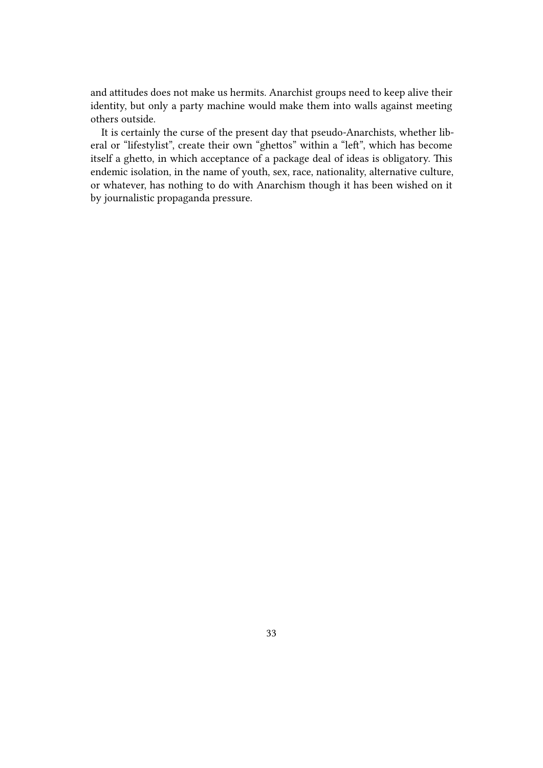and attitudes does not make us hermits. Anarchist groups need to keep alive their identity, but only a party machine would make them into walls against meeting others outside.

It is certainly the curse of the present day that pseudo-Anarchists, whether liberal or "lifestylist", create their own "ghettos" within a "left", which has become itself a ghetto, in which acceptance of a package deal of ideas is obligatory. This endemic isolation, in the name of youth, sex, race, nationality, alternative culture, or whatever, has nothing to do with Anarchism though it has been wished on it by journalistic propaganda pressure.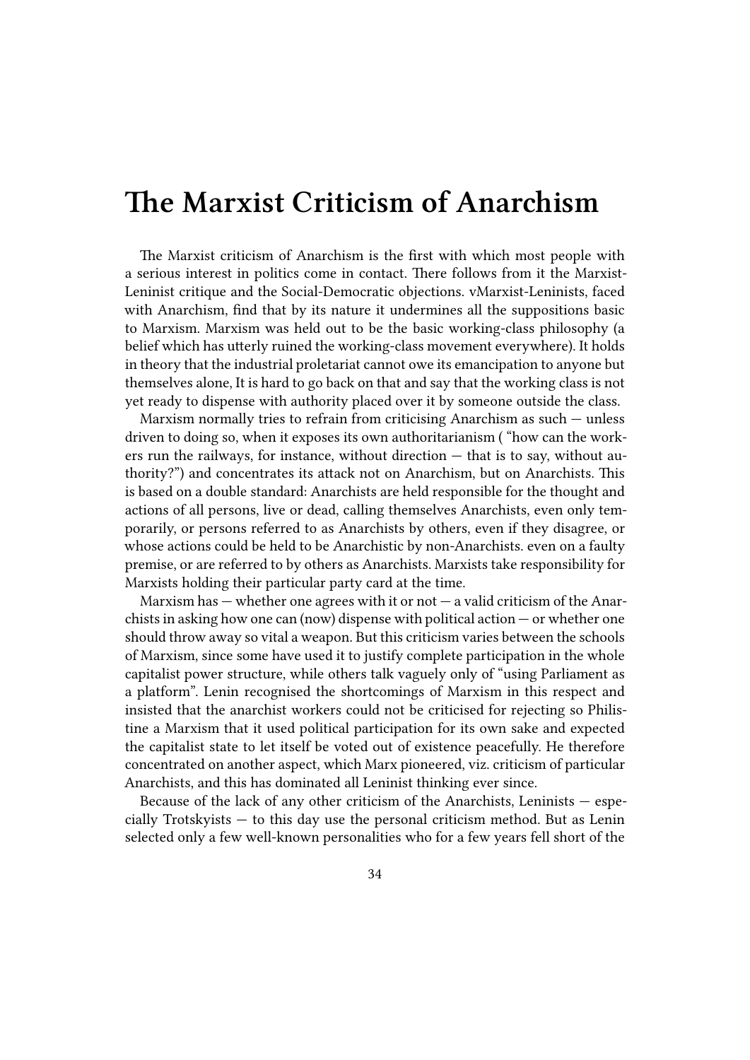# The Marxist Criticism of Anarchism

The Marxist criticism of Anarchism is the first with which most people with a serious interest in politics come in contact. There follows from it the Marxist-Leninist critique and the Social-Democratic objections. vMarxist-Leninists, faced with Anarchism, find that by its nature it undermines all the suppositions basic to Marxism. Marxism was held out to be the basic working-class philosophy (a belief which has utterly ruined the working-class movement everywhere). It holds in theory that the industrial proletariat cannot owe its emancipation to anyone but themselves alone, It is hard to go back on that and say that the working class is not yet ready to dispense with authority placed over it by someone outside the class.

Marxism normally tries to refrain from criticising Anarchism as such — unless driven to doing so, when it exposes its own authoritarianism ( "how can the workers run the railways, for instance, without direction — that is to say, without authority?") and concentrates its attack not on Anarchism, but on Anarchists. This is based on a double standard: Anarchists are held responsible for the thought and actions of all persons, live or dead, calling themselves Anarchists, even only temporarily, or persons referred to as Anarchists by others, even if they disagree, or whose actions could be held to be Anarchistic by non-Anarchists. even on a faulty premise, or are referred to by others as Anarchists. Marxists take responsibility for Marxists holding their particular party card at the time.

Marxism has — whether one agrees with it or not — a valid criticism of the Anarchists in asking how one can (now) dispense with political action — or whether one should throw away so vital a weapon. But this criticism varies between the schools of Marxism, since some have used it to justify complete participation in the whole capitalist power structure, while others talk vaguely only of "using Parliament as a platform". Lenin recognised the shortcomings of Marxism in this respect and insisted that the anarchist workers could not be criticised for rejecting so Philistine a Marxism that it used political participation for its own sake and expected the capitalist state to let itself be voted out of existence peacefully. He therefore concentrated on another aspect, which Marx pioneered, viz. criticism of particular Anarchists, and this has dominated all Leninist thinking ever since.

Because of the lack of any other criticism of the Anarchists, Leninists — especially Trotskyists — to this day use the personal criticism method. But as Lenin selected only a few well-known personalities who for a few years fell short of the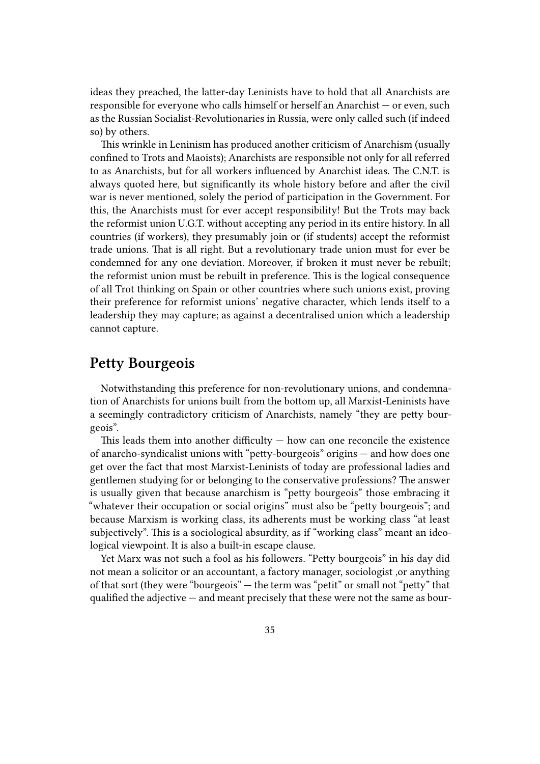ideas they preached, the latter-day Leninists have to hold that all Anarchists are responsible for everyone who calls himself or herself an Anarchist — or even, such as the Russian Socialist-Revolutionaries in Russia, were only called such (if indeed so) by others.

This wrinkle in Leninism has produced another criticism of Anarchism (usually confined to Trots and Maoists); Anarchists are responsible not only for all referred to as Anarchists, but for all workers influenced by Anarchist ideas. The C.N.T. is always quoted here, but significantly its whole history before and after the civil war is never mentioned, solely the period of participation in the Government. For this, the Anarchists must for ever accept responsibility! But the Trots may back the reformist union U.G.T. without accepting any period in its entire history. In all countries (if workers), they presumably join or (if students) accept the reformist trade unions. That is all right. But a revolutionary trade union must for ever be condemned for any one deviation. Moreover, if broken it must never be rebuilt; the reformist union must be rebuilt in preference. This is the logical consequence of all Trot thinking on Spain or other countries where such unions exist, proving their preference for reformist unions' negative character, which lends itself to a leadership they may capture; as against a decentralised union which a leadership cannot capture.

## Petty Bourgeois

Notwithstanding this preference for non-revolutionary unions, and condemnation of Anarchists for unions built from the bottom up, all Marxist-Leninists have a seemingly contradictory criticism of Anarchists, namely "they are petty bourgeois".

This leads them into another difficulty — how can one reconcile the existence of anarcho-syndicalist unions with "petty-bourgeois" origins — and how does one get over the fact that most Marxist-Leninists of today are professional ladies and gentlemen studying for or belonging to the conservative professions? The answer is usually given that because anarchism is "petty bourgeois" those embracing it "whatever their occupation or social origins" must also be "petty bourgeois"; and because Marxism is working class, its adherents must be working class "at least subjectively". This is a sociological absurdity, as if "working class" meant an ideological viewpoint. It is also a built-in escape clause.

Yet Marx was not such a fool as his followers. "Petty bourgeois" in his day did not mean a solicitor or an accountant, a factory manager, sociologist ,or anything of that sort (they were "bourgeois" — the term was "petit" or small not "petty" that qualified the adjective — and meant precisely that these were not the same as bour-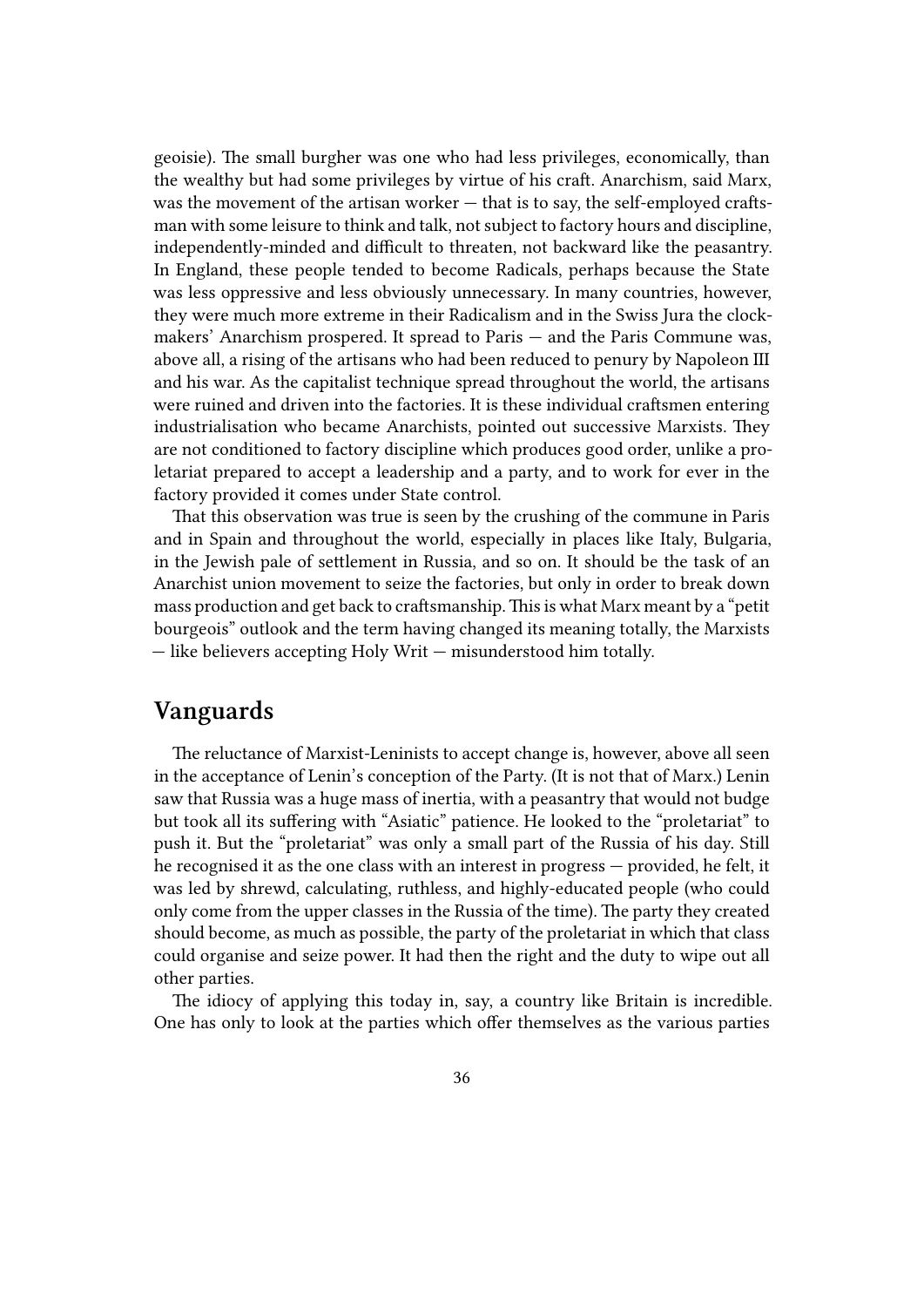geoisie). The small burgher was one who had less privileges, economically, than the wealthy but had some privileges by virtue of his craft. Anarchism, said Marx, was the movement of the artisan worker — that is to say, the self-employed craftsman with some leisure to think and talk, not subject to factory hours and discipline, independently-minded and difficult to threaten, not backward like the peasantry. In England, these people tended to become Radicals, perhaps because the State was less oppressive and less obviously unnecessary. In many countries, however, they were much more extreme in their Radicalism and in the Swiss Jura the clockmakers' Anarchism prospered. It spread to Paris — and the Paris Commune was, above all, a rising of the artisans who had been reduced to penury by Napoleon III and his war. As the capitalist technique spread throughout the world, the artisans were ruined and driven into the factories. It is these individual craftsmen entering industrialisation who became Anarchists, pointed out successive Marxists. They are not conditioned to factory discipline which produces good order, unlike a proletariat prepared to accept a leadership and a party, and to work for ever in the factory provided it comes under State control.

That this observation was true is seen by the crushing of the commune in Paris and in Spain and throughout the world, especially in places like Italy, Bulgaria, in the Jewish pale of settlement in Russia, and so on. It should be the task of an Anarchist union movement to seize the factories, but only in order to break down mass production and get back to craftsmanship. This is what Marx meant by a "petit bourgeois" outlook and the term having changed its meaning totally, the Marxists — like believers accepting Holy Writ — misunderstood him totally.

## Vanguards

The reluctance of Marxist-Leninists to accept change is, however, above all seen in the acceptance of Lenin's conception of the Party. (It is not that of Marx.) Lenin saw that Russia was a huge mass of inertia, with a peasantry that would not budge but took all its suffering with "Asiatic" patience. He looked to the "proletariat" to push it. But the "proletariat" was only a small part of the Russia of his day. Still he recognised it as the one class with an interest in progress — provided, he felt, it was led by shrewd, calculating, ruthless, and highly-educated people (who could only come from the upper classes in the Russia of the time). The party they created should become, as much as possible, the party of the proletariat in which that class could organise and seize power. It had then the right and the duty to wipe out all other parties.

The idiocy of applying this today in, say, a country like Britain is incredible. One has only to look at the parties which offer themselves as the various parties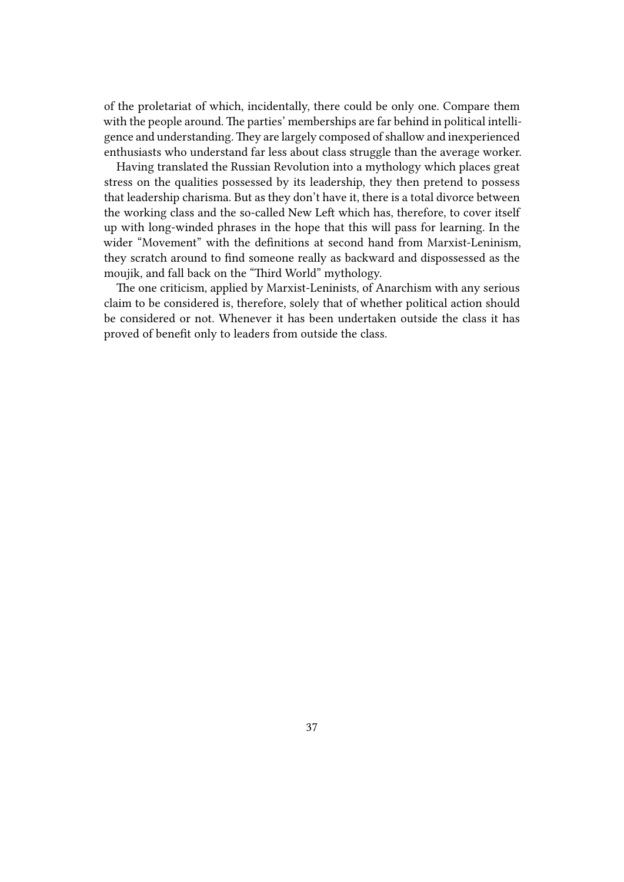of the proletariat of which, incidentally, there could be only one. Compare them with the people around. The parties' memberships are far behind in political intelligence and understanding. They are largely composed of shallow and inexperienced enthusiasts who understand far less about class struggle than the average worker.

Having translated the Russian Revolution into a mythology which places great stress on the qualities possessed by its leadership, they then pretend to possess that leadership charisma. But as they don't have it, there is a total divorce between the working class and the so-called New Left which has, therefore, to cover itself up with long-winded phrases in the hope that this will pass for learning. In the wider "Movement" with the definitions at second hand from Marxist-Leninism, they scratch around to find someone really as backward and dispossessed as the moujik, and fall back on the "Third World" mythology.

The one criticism, applied by Marxist-Leninists, of Anarchism with any serious claim to be considered is, therefore, solely that of whether political action should be considered or not. Whenever it has been undertaken outside the class it has proved of benefit only to leaders from outside the class.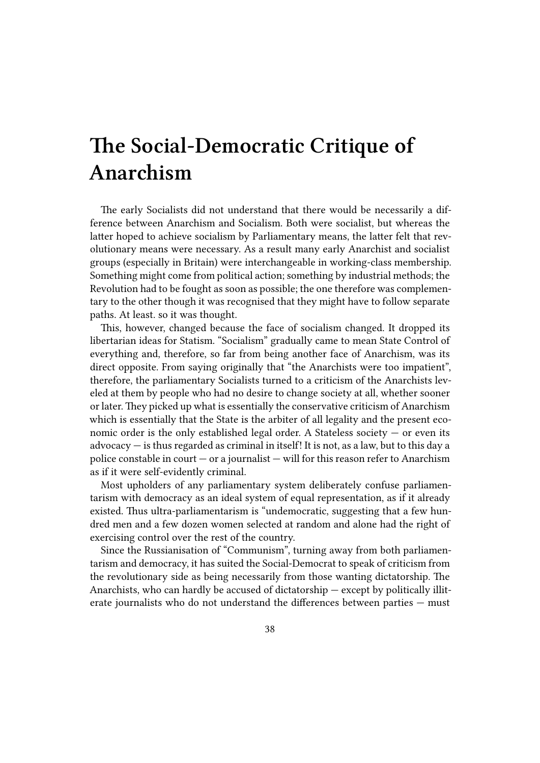# The Social-Democratic Critique of Anarchism

The early Socialists did not understand that there would be necessarily a difference between Anarchism and Socialism. Both were socialist, but whereas the latter hoped to achieve socialism by Parliamentary means, the latter felt that revolutionary means were necessary. As a result many early Anarchist and socialist groups (especially in Britain) were interchangeable in working-class membership. Something might come from political action; something by industrial methods; the Revolution had to be fought as soon as possible; the one therefore was complementary to the other though it was recognised that they might have to follow separate paths. At least. so it was thought.

This, however, changed because the face of socialism changed. It dropped its libertarian ideas for Statism. "Socialism" gradually came to mean State Control of everything and, therefore, so far from being another face of Anarchism, was its direct opposite. From saying originally that "the Anarchists were too impatient", therefore, the parliamentary Socialists turned to a criticism of the Anarchists leveled at them by people who had no desire to change society at all, whether sooner or later. They picked up what is essentially the conservative criticism of Anarchism which is essentially that the State is the arbiter of all legality and the present economic order is the only established legal order. A Stateless society — or even its advocacy — is thus regarded as criminal in itself! It is not, as a law, but to this day a police constable in court — or a journalist — will for this reason refer to Anarchism as if it were self-evidently criminal.

Most upholders of any parliamentary system deliberately confuse parliamentarism with democracy as an ideal system of equal representation, as if it already existed. Thus ultra-parliamentarism is "undemocratic, suggesting that a few hundred men and a few dozen women selected at random and alone had the right of exercising control over the rest of the country.

Since the Russianisation of "Communism", turning away from both parliamentarism and democracy, it has suited the Social-Democrat to speak of criticism from the revolutionary side as being necessarily from those wanting dictatorship. The Anarchists, who can hardly be accused of dictatorship — except by politically illiterate journalists who do not understand the differences between parties — must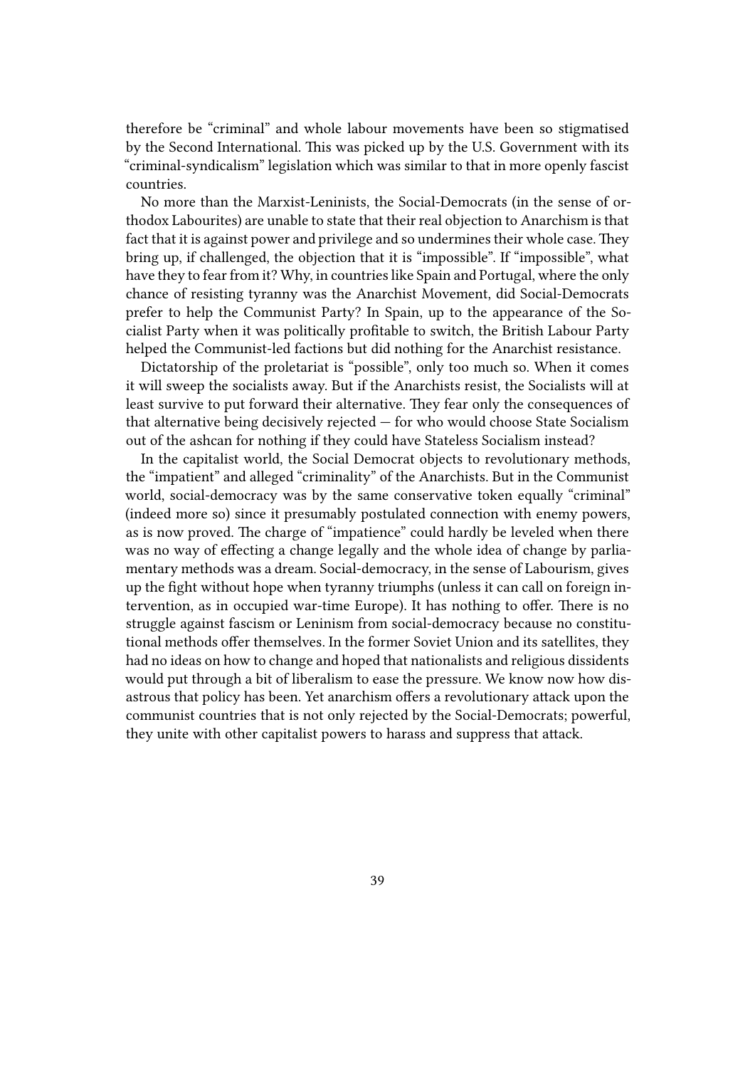therefore be "criminal" and whole labour movements have been so stigmatised by the Second International. This was picked up by the U.S. Government with its "criminal-syndicalism" legislation which was similar to that in more openly fascist countries.

No more than the Marxist-Leninists, the Social-Democrats (in the sense of orthodox Labourites) are unable to state that their real objection to Anarchism is that fact that it is against power and privilege and so undermines their whole case. They bring up, if challenged, the objection that it is "impossible". If "impossible", what have they to fear from it? Why, in countries like Spain and Portugal, where the only chance of resisting tyranny was the Anarchist Movement, did Social-Democrats prefer to help the Communist Party? In Spain, up to the appearance of the Socialist Party when it was politically profitable to switch, the British Labour Party helped the Communist-led factions but did nothing for the Anarchist resistance.

Dictatorship of the proletariat is "possible", only too much so. When it comes it will sweep the socialists away. But if the Anarchists resist, the Socialists will at least survive to put forward their alternative. They fear only the consequences of that alternative being decisively rejected — for who would choose State Socialism out of the ashcan for nothing if they could have Stateless Socialism instead?

In the capitalist world, the Social Democrat objects to revolutionary methods, the "impatient" and alleged "criminality" of the Anarchists. But in the Communist world, social-democracy was by the same conservative token equally "criminal" (indeed more so) since it presumably postulated connection with enemy powers, as is now proved. The charge of "impatience" could hardly be leveled when there was no way of effecting a change legally and the whole idea of change by parliamentary methods was a dream. Social-democracy, in the sense of Labourism, gives up the fight without hope when tyranny triumphs (unless it can call on foreign intervention, as in occupied war-time Europe). It has nothing to offer. There is no struggle against fascism or Leninism from social-democracy because no constitutional methods offer themselves. In the former Soviet Union and its satellites, they had no ideas on how to change and hoped that nationalists and religious dissidents would put through a bit of liberalism to ease the pressure. We know now how disastrous that policy has been. Yet anarchism offers a revolutionary attack upon the communist countries that is not only rejected by the Social-Democrats; powerful, they unite with other capitalist powers to harass and suppress that attack.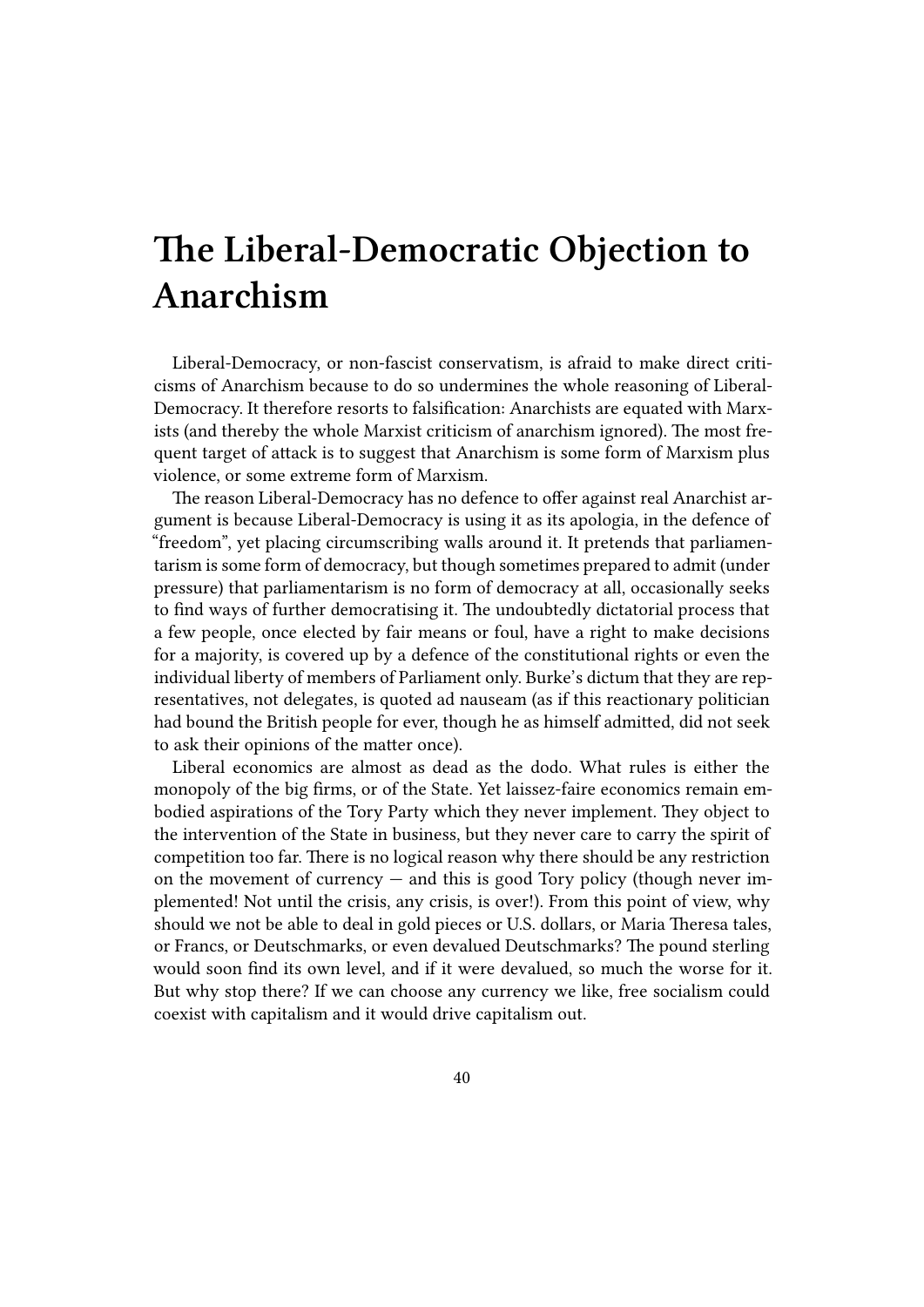# The Liberal-Democratic Objection to Anarchism

Liberal-Democracy, or non-fascist conservatism, is afraid to make direct criticisms of Anarchism because to do so undermines the whole reasoning of Liberal-Democracy. It therefore resorts to falsification: Anarchists are equated with Marxists (and thereby the whole Marxist criticism of anarchism ignored). The most frequent target of attack is to suggest that Anarchism is some form of Marxism plus violence, or some extreme form of Marxism.

The reason Liberal-Democracy has no defence to offer against real Anarchist argument is because Liberal-Democracy is using it as its apologia, in the defence of "freedom", yet placing circumscribing walls around it. It pretends that parliamentarism is some form of democracy, but though sometimes prepared to admit (under pressure) that parliamentarism is no form of democracy at all, occasionally seeks to find ways of further democratising it. The undoubtedly dictatorial process that a few people, once elected by fair means or foul, have a right to make decisions for a majority, is covered up by a defence of the constitutional rights or even the individual liberty of members of Parliament only. Burke's dictum that they are representatives, not delegates, is quoted ad nauseam (as if this reactionary politician had bound the British people for ever, though he as himself admitted, did not seek to ask their opinions of the matter once).

Liberal economics are almost as dead as the dodo. What rules is either the monopoly of the big firms, or of the State. Yet laissez-faire economics remain embodied aspirations of the Tory Party which they never implement. They object to the intervention of the State in business, but they never care to carry the spirit of competition too far. There is no logical reason why there should be any restriction on the movement of currency — and this is good Tory policy (though never implemented! Not until the crisis, any crisis, is over!). From this point of view, why should we not be able to deal in gold pieces or U.S. dollars, or Maria Theresa tales, or Francs, or Deutschmarks, or even devalued Deutschmarks? The pound sterling would soon find its own level, and if it were devalued, so much the worse for it. But why stop there? If we can choose any currency we like, free socialism could coexist with capitalism and it would drive capitalism out.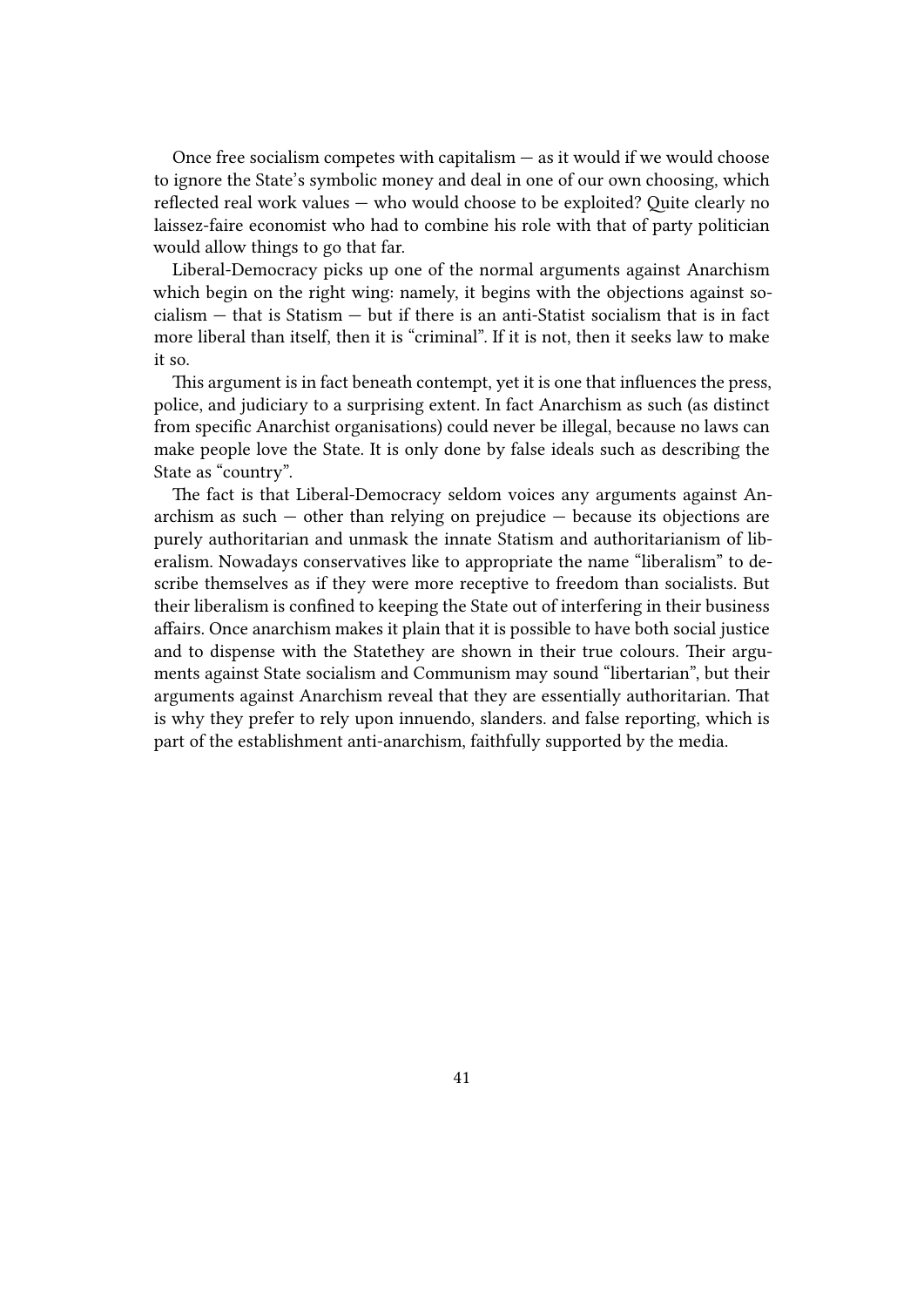Once free socialism competes with capitalism — as it would if we would choose to ignore the State's symbolic money and deal in one of our own choosing, which reflected real work values — who would choose to be exploited? Quite clearly no laissez-faire economist who had to combine his role with that of party politician would allow things to go that far.

Liberal-Democracy picks up one of the normal arguments against Anarchism which begin on the right wing: namely, it begins with the objections against socialism — that is Statism — but if there is an anti-Statist socialism that is in fact more liberal than itself, then it is "criminal". If it is not, then it seeks law to make it so.

This argument is in fact beneath contempt, yet it is one that influences the press, police, and judiciary to a surprising extent. In fact Anarchism as such (as distinct from specific Anarchist organisations) could never be illegal, because no laws can make people love the State. It is only done by false ideals such as describing the State as "country".

The fact is that Liberal-Democracy seldom voices any arguments against Anarchism as such — other than relying on prejudice — because its objections are purely authoritarian and unmask the innate Statism and authoritarianism of liberalism. Nowadays conservatives like to appropriate the name "liberalism" to describe themselves as if they were more receptive to freedom than socialists. But their liberalism is confined to keeping the State out of interfering in their business affairs. Once anarchism makes it plain that it is possible to have both social justice and to dispense with the Statethey are shown in their true colours. Their arguments against State socialism and Communism may sound "libertarian", but their arguments against Anarchism reveal that they are essentially authoritarian. That is why they prefer to rely upon innuendo, slanders. and false reporting, which is part of the establishment anti-anarchism, faithfully supported by the media.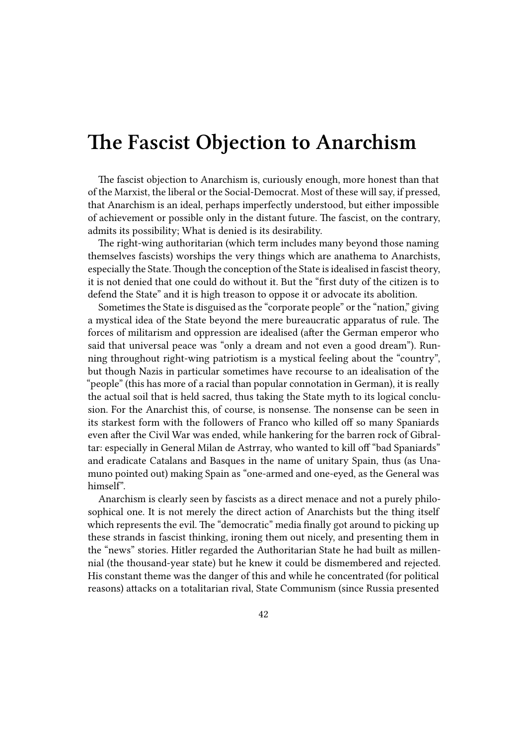# The Fascist Objection to Anarchism

The fascist objection to Anarchism is, curiously enough, more honest than that of the Marxist, the liberal or the Social-Democrat. Most of these will say, if pressed, that Anarchism is an ideal, perhaps imperfectly understood, but either impossible of achievement or possible only in the distant future. The fascist, on the contrary, admits its possibility; What is denied is its desirability.

The right-wing authoritarian (which term includes many beyond those naming themselves fascists) worships the very things which are anathema to Anarchists, especially the State. Though the conception of the State is idealised in fascist theory, it is not denied that one could do without it. But the "first duty of the citizen is to defend the State" and it is high treason to oppose it or advocate its abolition.

Sometimes the State is disguised as the "corporate people" or the "nation," giving a mystical idea of the State beyond the mere bureaucratic apparatus of rule. The forces of militarism and oppression are idealised (after the German emperor who said that universal peace was "only a dream and not even a good dream"). Running throughout right-wing patriotism is a mystical feeling about the "country", but though Nazis in particular sometimes have recourse to an idealisation of the "people" (this has more of a racial than popular connotation in German), it is really the actual soil that is held sacred, thus taking the State myth to its logical conclusion. For the Anarchist this, of course, is nonsense. The nonsense can be seen in its starkest form with the followers of Franco who killed off so many Spaniards even after the Civil War was ended, while hankering for the barren rock of Gibraltar: especially in General Milan de Astrray, who wanted to kill off "bad Spaniards" and eradicate Catalans and Basques in the name of unitary Spain, thus (as Unamuno pointed out) making Spain as "one-armed and one-eyed, as the General was himself".

Anarchism is clearly seen by fascists as a direct menace and not a purely philosophical one. It is not merely the direct action of Anarchists but the thing itself which represents the evil. The "democratic" media finally got around to picking up these strands in fascist thinking, ironing them out nicely, and presenting them in the "news" stories. Hitler regarded the Authoritarian State he had built as millennial (the thousand-year state) but he knew it could be dismembered and rejected. His constant theme was the danger of this and while he concentrated (for political reasons) attacks on a totalitarian rival, State Communism (since Russia presented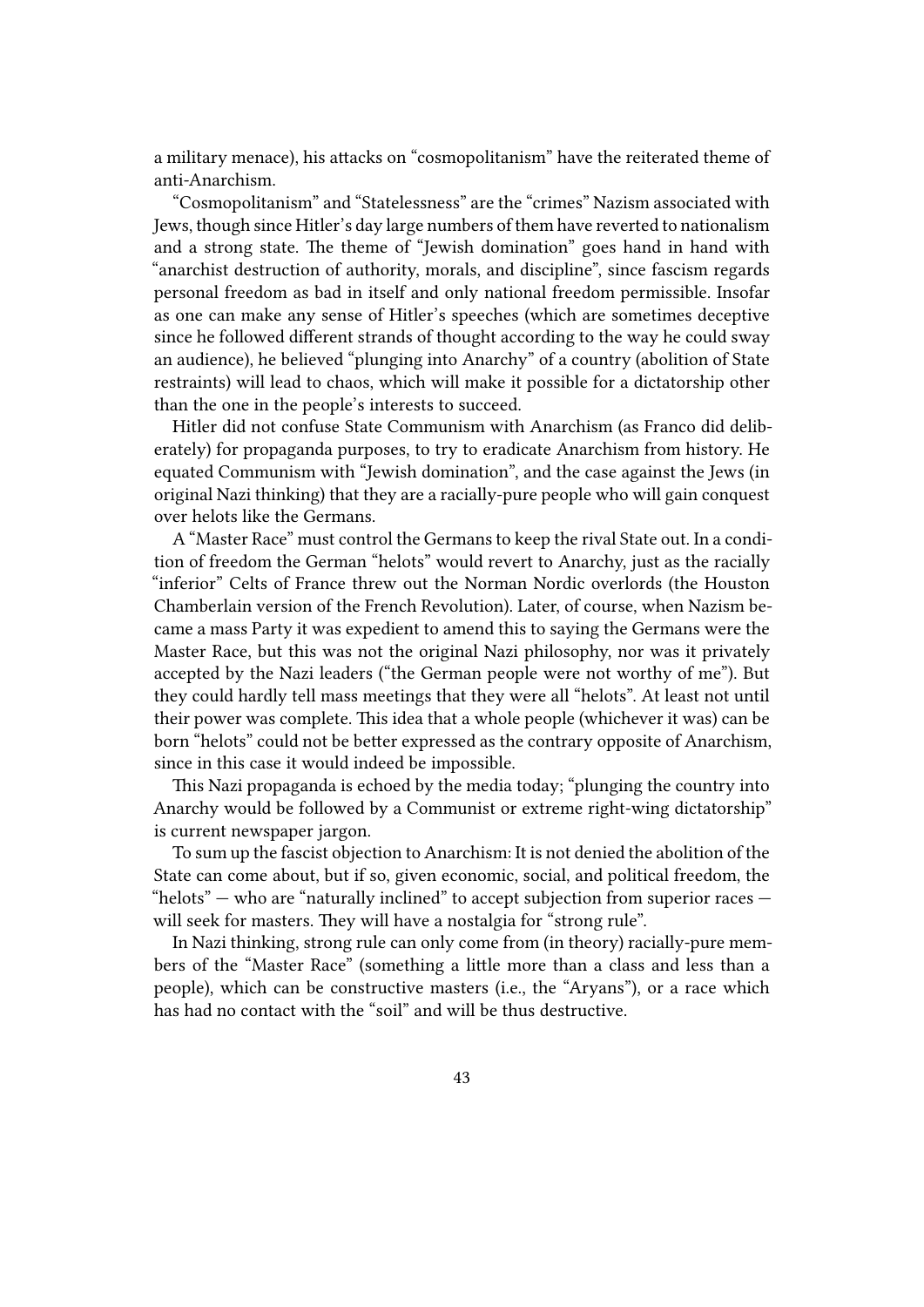a military menace), his attacks on "cosmopolitanism" have the reiterated theme of anti-Anarchism.

"Cosmopolitanism" and "Statelessness" are the "crimes" Nazism associated with Jews, though since Hitler's day large numbers of them have reverted to nationalism and a strong state. The theme of "Jewish domination" goes hand in hand with "anarchist destruction of authority, morals, and discipline", since fascism regards personal freedom as bad in itself and only national freedom permissible. Insofar as one can make any sense of Hitler's speeches (which are sometimes deceptive since he followed different strands of thought according to the way he could sway an audience), he believed "plunging into Anarchy" of a country (abolition of State restraints) will lead to chaos, which will make it possible for a dictatorship other than the one in the people's interests to succeed.

Hitler did not confuse State Communism with Anarchism (as Franco did deliberately) for propaganda purposes, to try to eradicate Anarchism from history. He equated Communism with "Jewish domination", and the case against the Jews (in original Nazi thinking) that they are a racially-pure people who will gain conquest over helots like the Germans.

A "Master Race" must control the Germans to keep the rival State out. In a condition of freedom the German "helots" would revert to Anarchy, just as the racially "inferior" Celts of France threw out the Norman Nordic overlords (the Houston Chamberlain version of the French Revolution). Later, of course, when Nazism became a mass Party it was expedient to amend this to saying the Germans were the Master Race, but this was not the original Nazi philosophy, nor was it privately accepted by the Nazi leaders ("the German people were not worthy of me"). But they could hardly tell mass meetings that they were all "helots". At least not until their power was complete. This idea that a whole people (whichever it was) can be born "helots" could not be better expressed as the contrary opposite of Anarchism, since in this case it would indeed be impossible.

This Nazi propaganda is echoed by the media today; "plunging the country into Anarchy would be followed by a Communist or extreme right-wing dictatorship" is current newspaper jargon.

To sum up the fascist objection to Anarchism: It is not denied the abolition of the State can come about, but if so, given economic, social, and political freedom, the "helots" — who are "naturally inclined" to accept subjection from superior races — will seek for masters. They will have a nostalgia for "strong rule".

In Nazi thinking, strong rule can only come from (in theory) racially-pure members of the "Master Race" (something a little more than a class and less than a people), which can be constructive masters (i.e., the "Aryans"), or a race which has had no contact with the "soil" and will be thus destructive.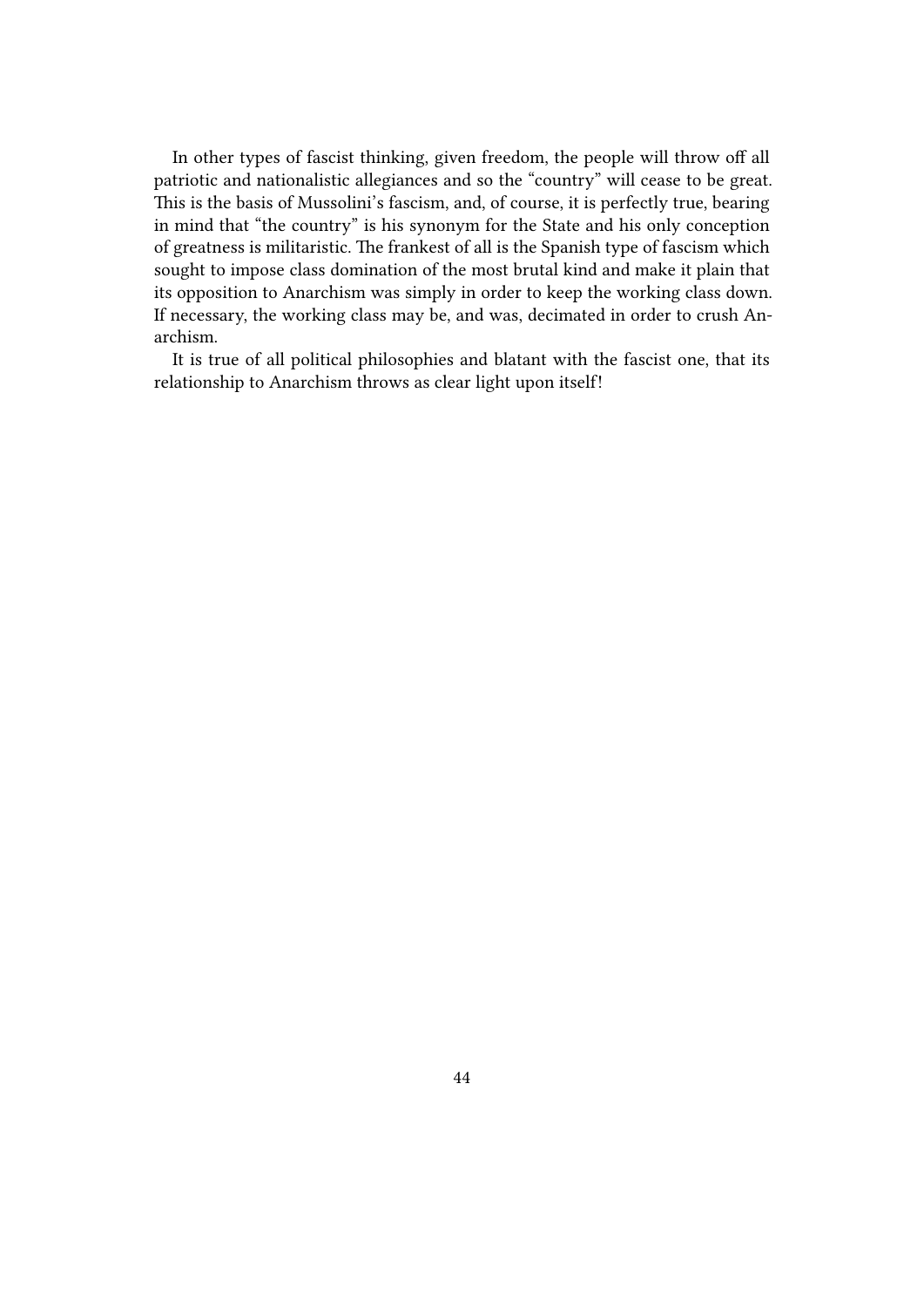In other types of fascist thinking, given freedom, the people will throw off all patriotic and nationalistic allegiances and so the "country" will cease to be great. This is the basis of Mussolini's fascism, and, of course, it is perfectly true, bearing in mind that "the country" is his synonym for the State and his only conception of greatness is militaristic. The frankest of all is the Spanish type of fascism which sought to impose class domination of the most brutal kind and make it plain that its opposition to Anarchism was simply in order to keep the working class down. If necessary, the working class may be, and was, decimated in order to crush Anarchism.

It is true of all political philosophies and blatant with the fascist one, that its relationship to Anarchism throws as clear light upon itself!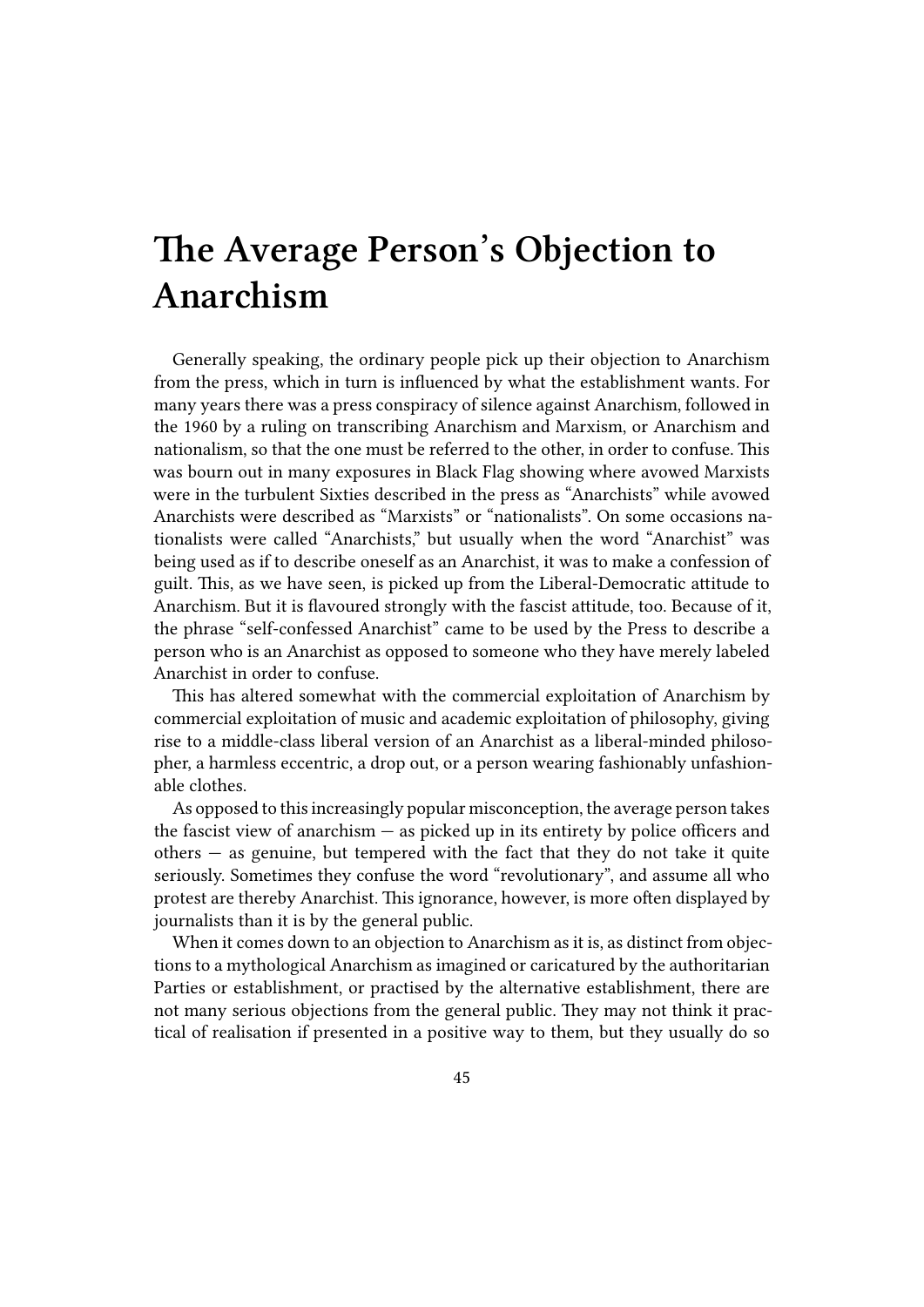# The Average Person's Objection to Anarchism

Generally speaking, the ordinary people pick up their objection to Anarchism from the press, which in turn is influenced by what the establishment wants. For many years there was a press conspiracy of silence against Anarchism, followed in the 1960 by a ruling on transcribing Anarchism and Marxism, or Anarchism and nationalism, so that the one must be referred to the other, in order to confuse. This was bourn out in many exposures in Black Flag showing where avowed Marxists were in the turbulent Sixties described in the press as "Anarchists" while avowed Anarchists were described as "Marxists" or "nationalists". On some occasions nationalists were called "Anarchists," but usually when the word "Anarchist" was being used as if to describe oneself as an Anarchist, it was to make a confession of guilt. This, as we have seen, is picked up from the Liberal-Democratic attitude to Anarchism. But it is flavoured strongly with the fascist attitude, too. Because of it, the phrase "self-confessed Anarchist" came to be used by the Press to describe a person who is an Anarchist as opposed to someone who they have merely labeled Anarchist in order to confuse.

This has altered somewhat with the commercial exploitation of Anarchism by commercial exploitation of music and academic exploitation of philosophy, giving rise to a middle-class liberal version of an Anarchist as a liberal-minded philosopher, a harmless eccentric, a drop out, or a person wearing fashionably unfashionable clothes.

As opposed to this increasingly popular misconception, the average person takes the fascist view of anarchism — as picked up in its entirety by police officers and others — as genuine, but tempered with the fact that they do not take it quite seriously. Sometimes they confuse the word "revolutionary", and assume all who protest are thereby Anarchist. This ignorance, however, is more often displayed by journalists than it is by the general public.

When it comes down to an objection to Anarchism as it is, as distinct from objections to a mythological Anarchism as imagined or caricatured by the authoritarian Parties or establishment, or practised by the alternative establishment, there are not many serious objections from the general public. They may not think it practical of realisation if presented in a positive way to them, but they usually do so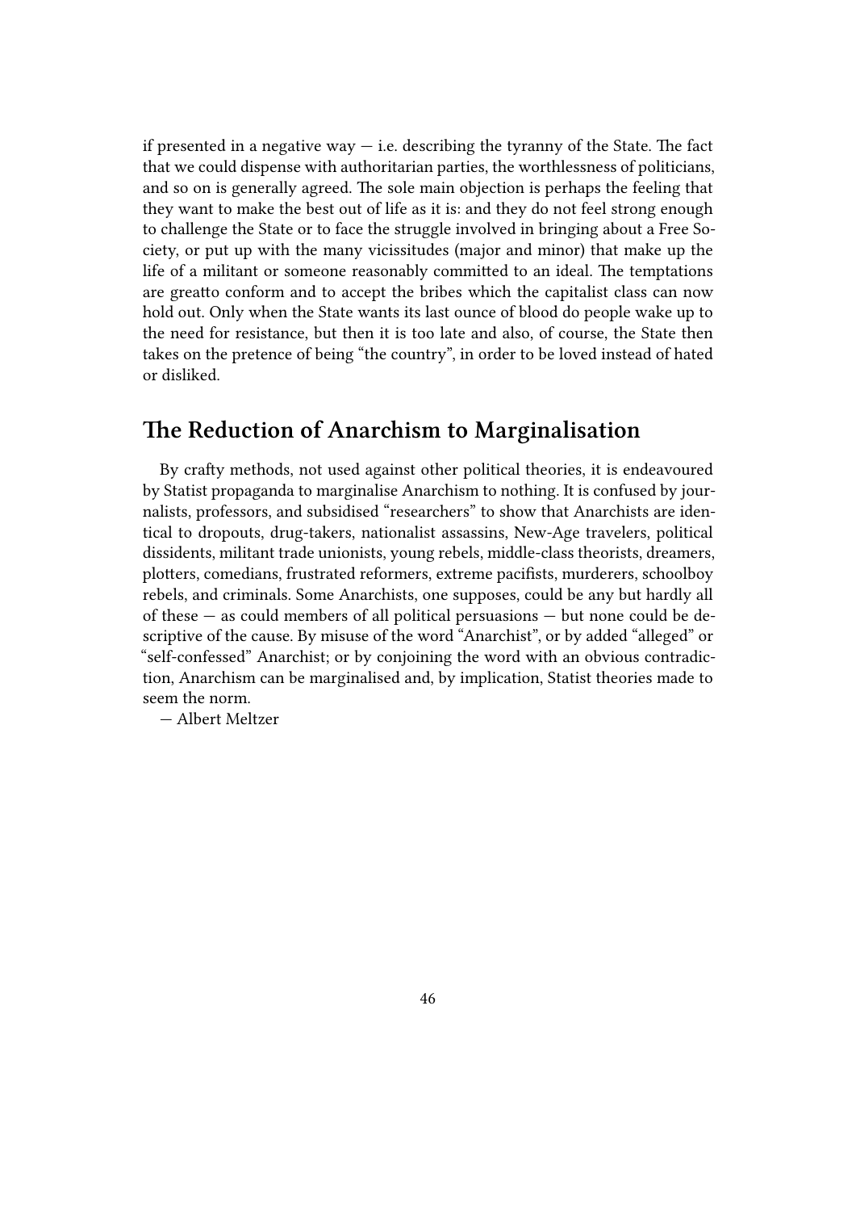if presented in a negative way — i.e. describing the tyranny of the State. The fact that we could dispense with authoritarian parties, the worthlessness of politicians, and so on is generally agreed. The sole main objection is perhaps the feeling that they want to make the best out of life as it is: and they do not feel strong enough to challenge the State or to face the struggle involved in bringing about a Free Society, or put up with the many vicissitudes (major and minor) that make up the life of a militant or someone reasonably committed to an ideal. The temptations are greatto conform and to accept the bribes which the capitalist class can now hold out. Only when the State wants its last ounce of blood do people wake up to the need for resistance, but then it is too late and also, of course, the State then takes on the pretence of being "the country", in order to be loved instead of hated or disliked.

## The Reduction of Anarchism to Marginalisation

By crafty methods, not used against other political theories, it is endeavoured by Statist propaganda to marginalise Anarchism to nothing. It is confused by journalists, professors, and subsidised "researchers" to show that Anarchists are identical to dropouts, drug-takers, nationalist assassins, New-Age travelers, political dissidents, militant trade unionists, young rebels, middle-class theorists, dreamers, plotters, comedians, frustrated reformers, extreme pacifists, murderers, schoolboy rebels, and criminals. Some Anarchists, one supposes, could be any but hardly all of these — as could members of all political persuasions — but none could be descriptive of the cause. By misuse of the word "Anarchist", or by added "alleged" or "self-confessed" Anarchist; or by conjoining the word with an obvious contradiction, Anarchism can be marginalised and, by implication, Statist theories made to seem the norm.

— Albert Meltzer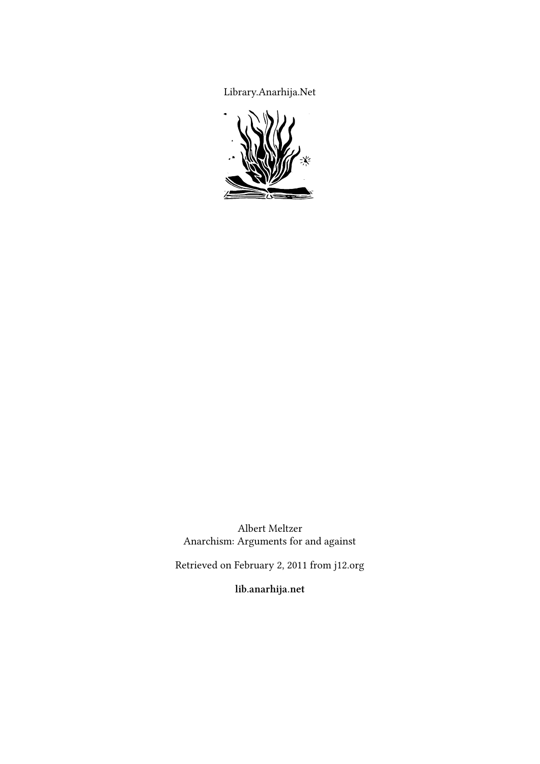Library.Anarhija.Net

Albert Meltzer
Anarchism: Arguments for and against

Retrieved on February 2, 2011 from j12.org

**lib.anarhija.net**